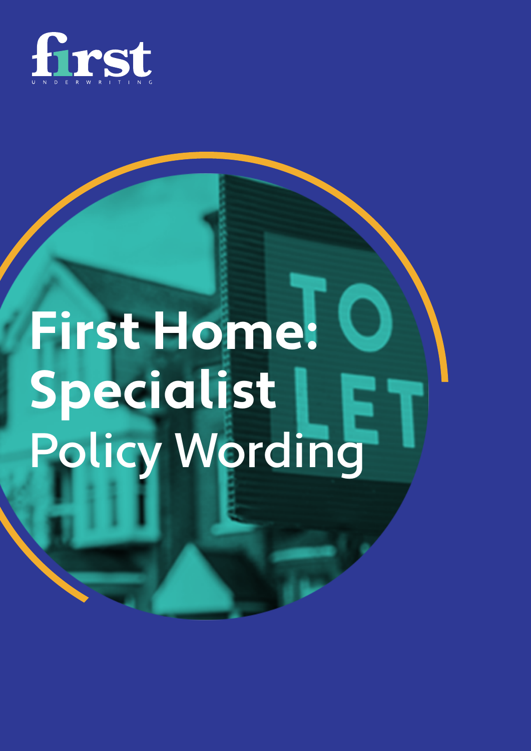first

UNDERWRITING

# First Home: Specialist Policy Wording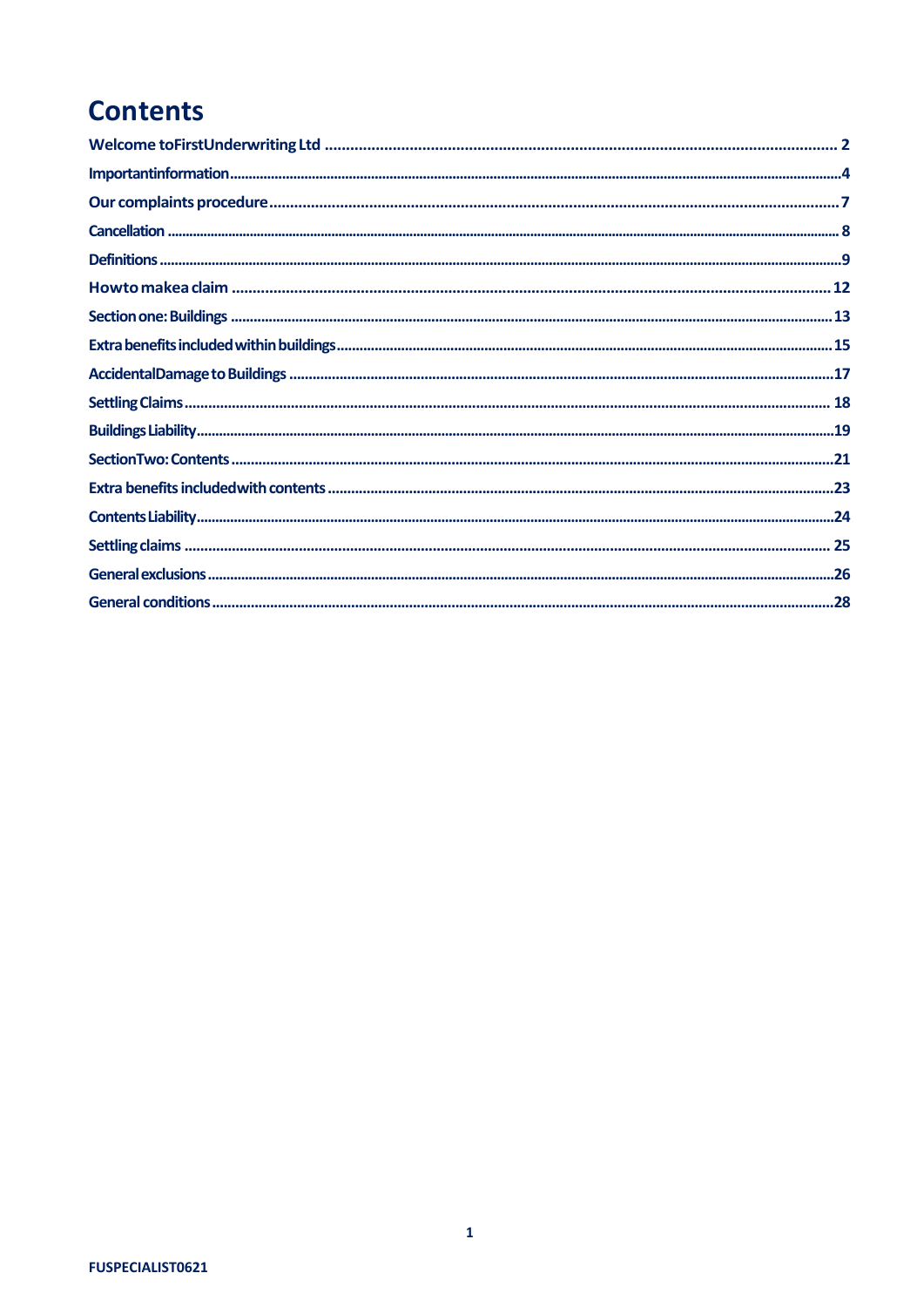# Contents

Welcome toFirstUnderwriting Ltd ........................................................ 2

Importantinformation ........................................................ 4

Our complaints procedure ........................................................ 7

Cancellation ........................................................ 8

Definitions ........................................................ 9

Howto makea claim ........................................................ 12

Section one: Buildings ........................................................ 13

Extra benefits included within buildings ........................................................ 15

AccidentalDamage to Buildings ........................................................ 17

Settling Claims ........................................................ 18

Buildings Liability ........................................................ 19

SectionTwo: Contents ........................................................ 21

Extra benefits includedwith contents ........................................................ 23

Contents Liability ........................................................ 24

Settling claims ........................................................ 25

General exclusions ........................................................ 26

General conditions ........................................................ 28

FUSPECIALIST0621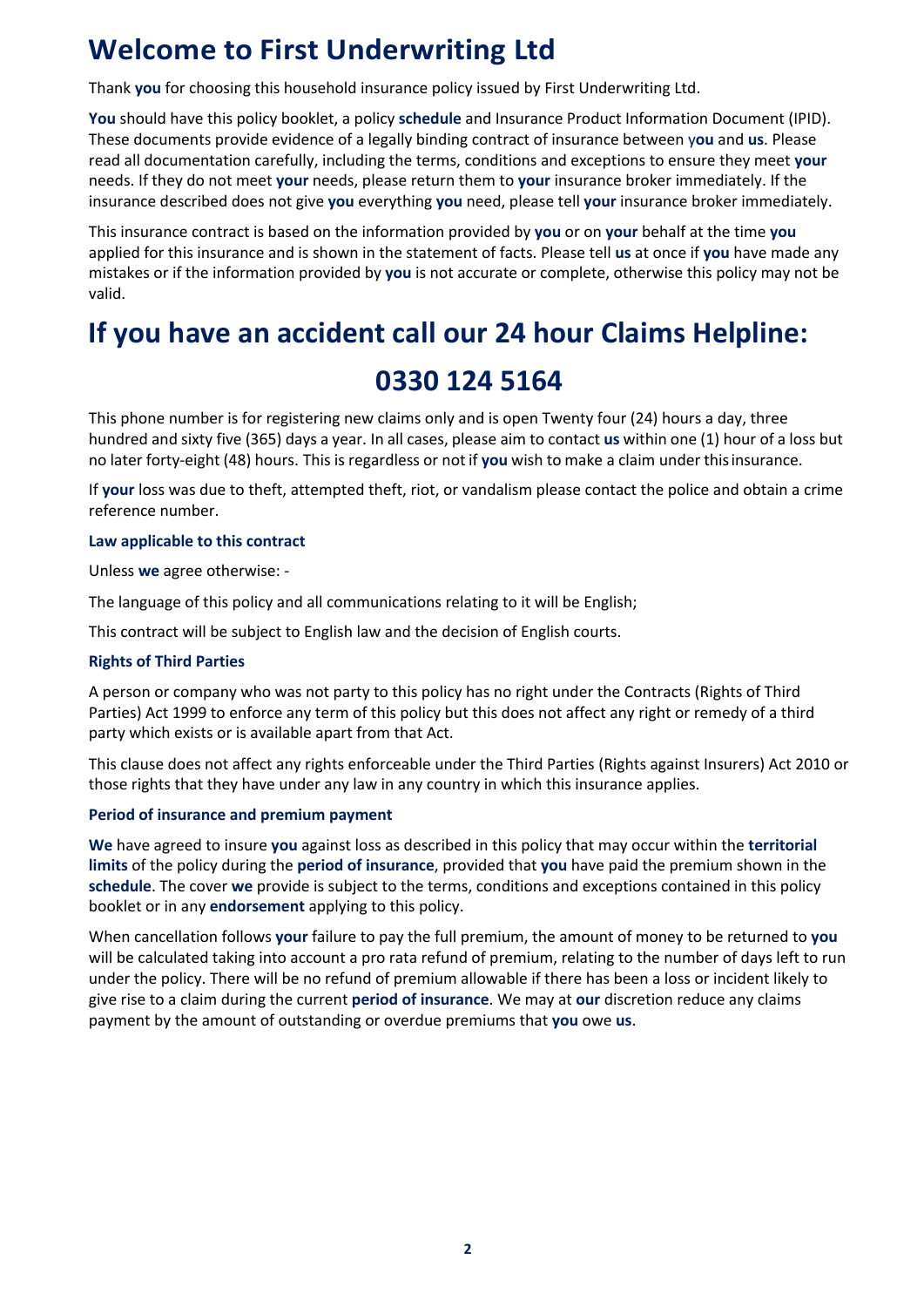# Welcome to First Underwriting Ltd

Thank **you** for choosing this household insurance policy issued by First Underwriting Ltd.

**You** should have this policy booklet, a policy **schedule** and Insurance Product Information Document (IPID). These documents provide evidence of a legally binding contract of insurance between y**ou** and **us**. Please read all documentation carefully, including the terms, conditions and exceptions to ensure they meet **your** needs. If they do not meet **your** needs, please return them to **your** insurance broker immediately. If the insurance described does not give **you** everything **you** need, please tell **your** insurance broker immediately.

This insurance contract is based on the information provided by **you** or on **your** behalf at the time **you** applied for this insurance and is shown in the statement of facts. Please tell **us** at once if **you** have made any mistakes or if the information provided by **you** is not accurate or complete, otherwise this policy may not be valid.

# If you have an accident call our 24 hour Claims Helpline:

# 0330 124 5164

This phone number is for registering new claims only and is open Twenty four (24) hours a day, three hundred and sixty five (365) days a year. In all cases, please aim to contact **us** within one (1) hour of a loss but no later forty-eight (48) hours. This is regardless or not if **you** wish to make a claim under this insurance.

If **your** loss was due to theft, attempted theft, riot, or vandalism please contact the police and obtain a crime reference number.

### Law applicable to this contract

Unless **we** agree otherwise: -

The language of this policy and all communications relating to it will be English;

This contract will be subject to English law and the decision of English courts.

### Rights of Third Parties

A person or company who was not party to this policy has no right under the Contracts (Rights of Third Parties) Act 1999 to enforce any term of this policy but this does not affect any right or remedy of a third party which exists or is available apart from that Act.

This clause does not affect any rights enforceable under the Third Parties (Rights against Insurers) Act 2010 or those rights that they have under any law in any country in which this insurance applies.

### Period of insurance and premium payment

**We** have agreed to insure **you** against loss as described in this policy that may occur within the **territorial limits** of the policy during the **period of insurance**, provided that **you** have paid the premium shown in the **schedule**. The cover **we** provide is subject to the terms, conditions and exceptions contained in this policy booklet or in any **endorsement** applying to this policy.

When cancellation follows **your** failure to pay the full premium, the amount of money to be returned to **you** will be calculated taking into account a pro rata refund of premium, relating to the number of days left to run under the policy. There will be no refund of premium allowable if there has been a loss or incident likely to give rise to a claim during the current **period of insurance**. We may at **our** discretion reduce any claims payment by the amount of outstanding or overdue premiums that **you** owe **us**.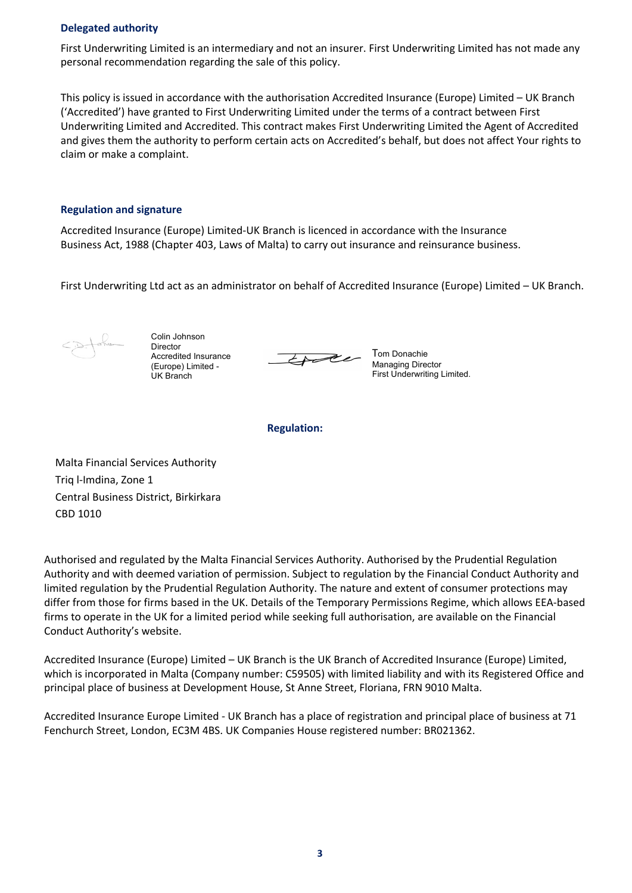### Delegated authority

First Underwriting Limited is an intermediary and not an insurer. First Underwriting Limited has not made any personal recommendation regarding the sale of this policy.

This policy is issued in accordance with the authorisation Accredited Insurance (Europe) Limited – UK Branch ('Accredited') have granted to First Underwriting Limited under the terms of a contract between First Underwriting Limited and Accredited. This contract makes First Underwriting Limited the Agent of Accredited and gives them the authority to perform certain acts on Accredited's behalf, but does not affect Your rights to claim or make a complaint.

### Regulation and signature

Accredited Insurance (Europe) Limited-UK Branch is licenced in accordance with the Insurance Business Act, 1988 (Chapter 403, Laws of Malta) to carry out insurance and reinsurance business.

First Underwriting Ltd act as an administrator on behalf of Accredited Insurance (Europe) Limited – UK Branch.

Colin Johnson
Director
Accredited Insurance (Europe) Limited - UK Branch

Tom Donachie
Managing Director
First Underwriting Limited.

**Regulation:**

Malta Financial Services Authority
Triq l-Imdina, Zone 1
Central Business District, Birkirkara
CBD 1010

Authorised and regulated by the Malta Financial Services Authority. Authorised by the Prudential Regulation Authority and with deemed variation of permission. Subject to regulation by the Financial Conduct Authority and limited regulation by the Prudential Regulation Authority. The nature and extent of consumer protections may differ from those for firms based in the UK. Details of the Temporary Permissions Regime, which allows EEA-based firms to operate in the UK for a limited period while seeking full authorisation, are available on the Financial Conduct Authority's website.

Accredited Insurance (Europe) Limited – UK Branch is the UK Branch of Accredited Insurance (Europe) Limited, which is incorporated in Malta (Company number: C59505) with limited liability and with its Registered Office and principal place of business at Development House, St Anne Street, Floriana, FRN 9010 Malta.

Accredited Insurance Europe Limited - UK Branch has a place of registration and principal place of business at 71 Fenchurch Street, London, EC3M 4BS. UK Companies House registered number: BR021362.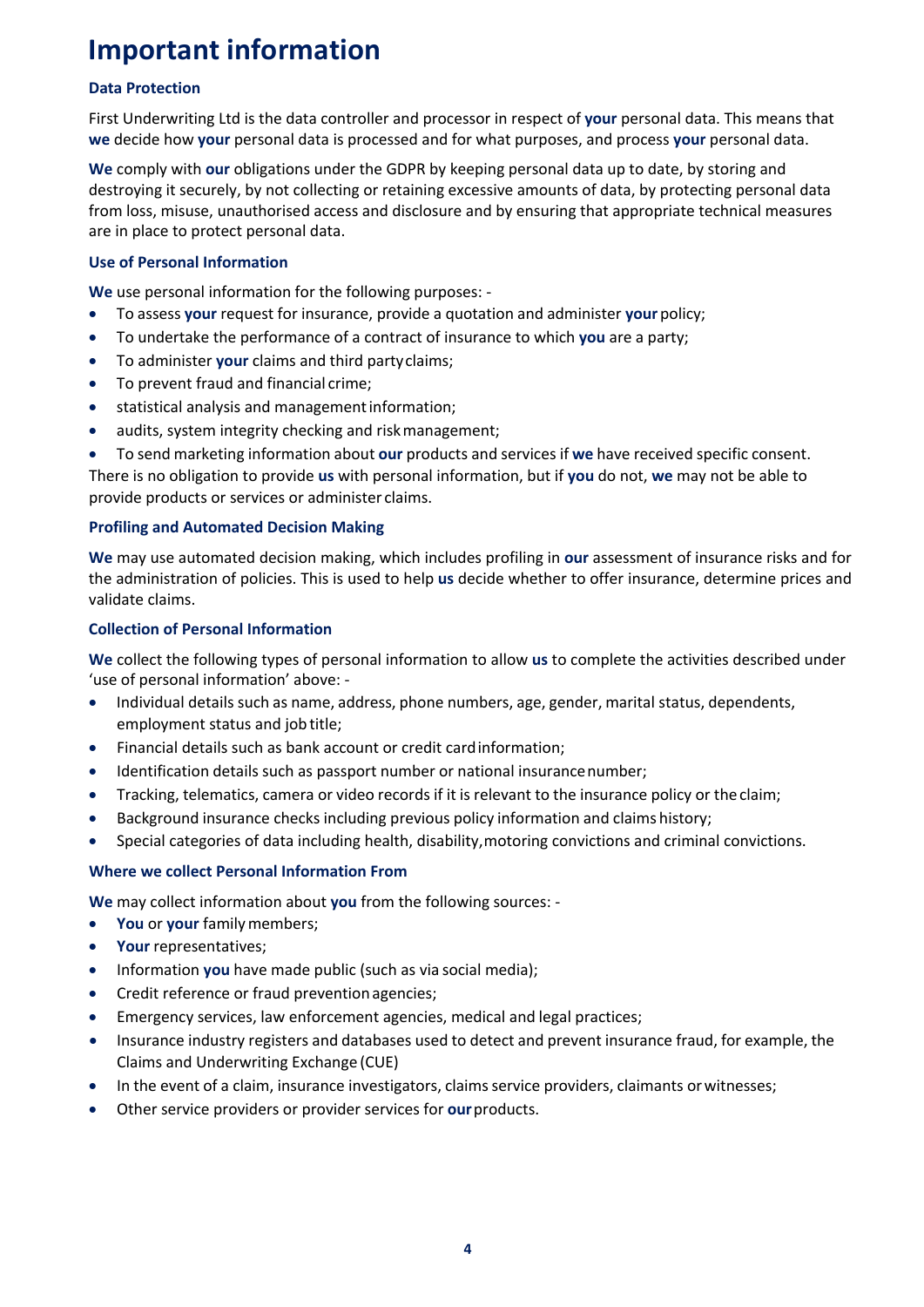# Important information

### Data Protection

First Underwriting Ltd is the data controller and processor in respect of **your** personal data. This means that **we** decide how **your** personal data is processed and for what purposes, and process **your** personal data.

**We** comply with **our** obligations under the GDPR by keeping personal data up to date, by storing and destroying it securely, by not collecting or retaining excessive amounts of data, by protecting personal data from loss, misuse, unauthorised access and disclosure and by ensuring that appropriate technical measures are in place to protect personal data.

### Use of Personal Information

**We** use personal information for the following purposes: -

- To assess **your** request for insurance, provide a quotation and administer **your** policy;
- To undertake the performance of a contract of insurance to which **you** are a party;
- To administer **your** claims and third party claims;
- To prevent fraud and financial crime;
- statistical analysis and management information;
- audits, system integrity checking and risk management;
- To send marketing information about **our** products and services if **we** have received specific consent.

There is no obligation to provide **us** with personal information, but if **you** do not, **we** may not be able to provide products or services or administer claims.

### Profiling and Automated Decision Making

**We** may use automated decision making, which includes profiling in **our** assessment of insurance risks and for the administration of policies. This is used to help **us** decide whether to offer insurance, determine prices and validate claims.

### Collection of Personal Information

**We** collect the following types of personal information to allow **us** to complete the activities described under 'use of personal information' above: -

- Individual details such as name, address, phone numbers, age, gender, marital status, dependents, employment status and job title;
- Financial details such as bank account or credit card information;
- Identification details such as passport number or national insurance number;
- Tracking, telematics, camera or video records if it is relevant to the insurance policy or the claim;
- Background insurance checks including previous policy information and claims history;
- Special categories of data including health, disability, motoring convictions and criminal convictions.

### Where we collect Personal Information From

**We** may collect information about **you** from the following sources: -

- **You** or **your** family members;
- **Your** representatives;
- Information **you** have made public (such as via social media);
- Credit reference or fraud prevention agencies;
- Emergency services, law enforcement agencies, medical and legal practices;
- Insurance industry registers and databases used to detect and prevent insurance fraud, for example, the Claims and Underwriting Exchange (CUE)
- In the event of a claim, insurance investigators, claims service providers, claimants or witnesses;
- Other service providers or provider services for **our** products.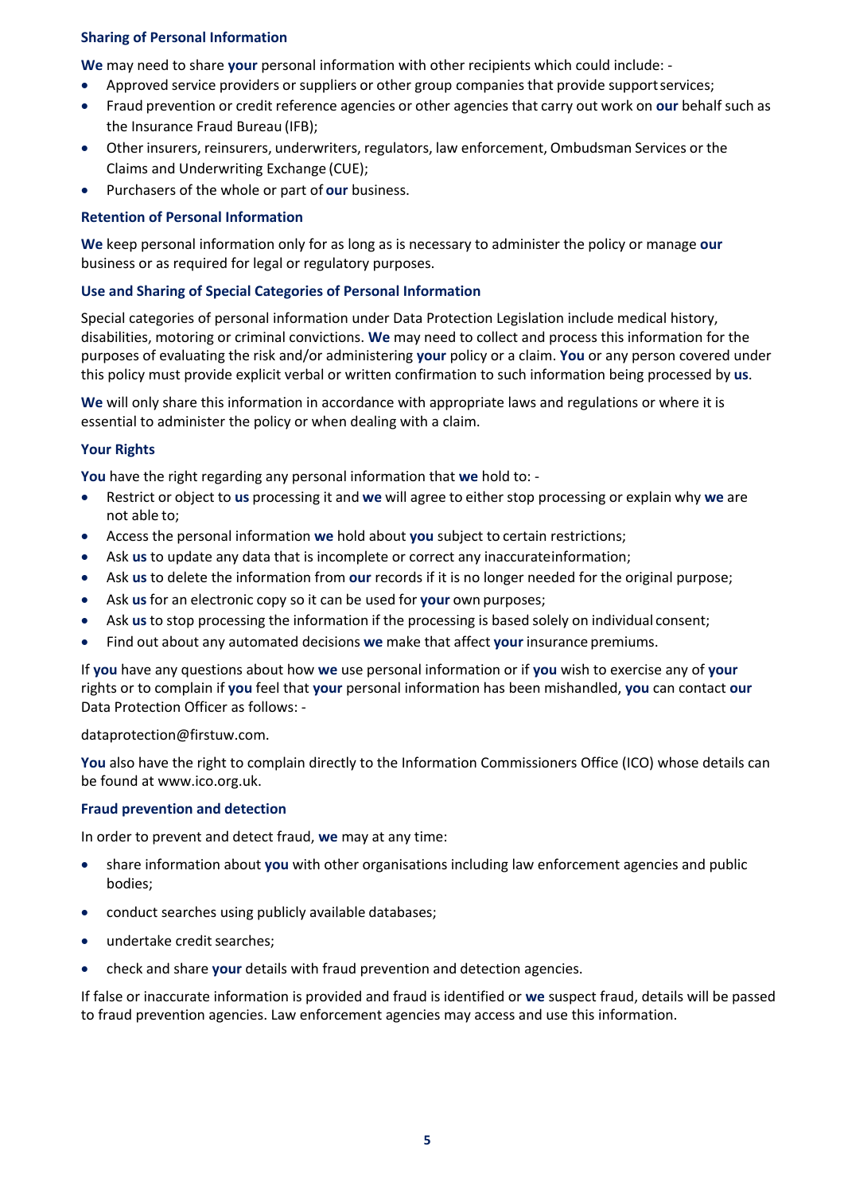### Sharing of Personal Information

**We** may need to share **your** personal information with other recipients which could include: -

- Approved service providers or suppliers or other group companies that provide support services;
- Fraud prevention or credit reference agencies or other agencies that carry out work on **our** behalf such as the Insurance Fraud Bureau (IFB);
- Other insurers, reinsurers, underwriters, regulators, law enforcement, Ombudsman Services or the Claims and Underwriting Exchange (CUE);
- Purchasers of the whole or part of **our** business.

### Retention of Personal Information

**We** keep personal information only for as long as is necessary to administer the policy or manage **our** business or as required for legal or regulatory purposes.

### Use and Sharing of Special Categories of Personal Information

Special categories of personal information under Data Protection Legislation include medical history, disabilities, motoring or criminal convictions. **We** may need to collect and process this information for the purposes of evaluating the risk and/or administering **your** policy or a claim. **You** or any person covered under this policy must provide explicit verbal or written confirmation to such information being processed by **us**.

**We** will only share this information in accordance with appropriate laws and regulations or where it is essential to administer the policy or when dealing with a claim.

### Your Rights

**You** have the right regarding any personal information that **we** hold to: -

- Restrict or object to **us** processing it and **we** will agree to either stop processing or explain why **we** are not able to;
- Access the personal information **we** hold about **you** subject to certain restrictions;
- Ask **us** to update any data that is incomplete or correct any inaccurate information;
- Ask **us** to delete the information from **our** records if it is no longer needed for the original purpose;
- Ask **us** for an electronic copy so it can be used for **your** own purposes;
- Ask **us** to stop processing the information if the processing is based solely on individual consent;
- Find out about any automated decisions **we** make that affect **your** insurance premiums.

If **you** have any questions about how **we** use personal information or if **you** wish to exercise any of **your** rights or to complain if **you** feel that **your** personal information has been mishandled, **you** can contact **our** Data Protection Officer as follows: -

dataprotection@firstuw.com.

**You** also have the right to complain directly to the Information Commissioners Office (ICO) whose details can be found at www.ico.org.uk.

### Fraud prevention and detection

In order to prevent and detect fraud, **we** may at any time:

- share information about **you** with other organisations including law enforcement agencies and public bodies;
- conduct searches using publicly available databases;
- undertake credit searches;
- check and share **your** details with fraud prevention and detection agencies.

If false or inaccurate information is provided and fraud is identified or **we** suspect fraud, details will be passed to fraud prevention agencies. Law enforcement agencies may access and use this information.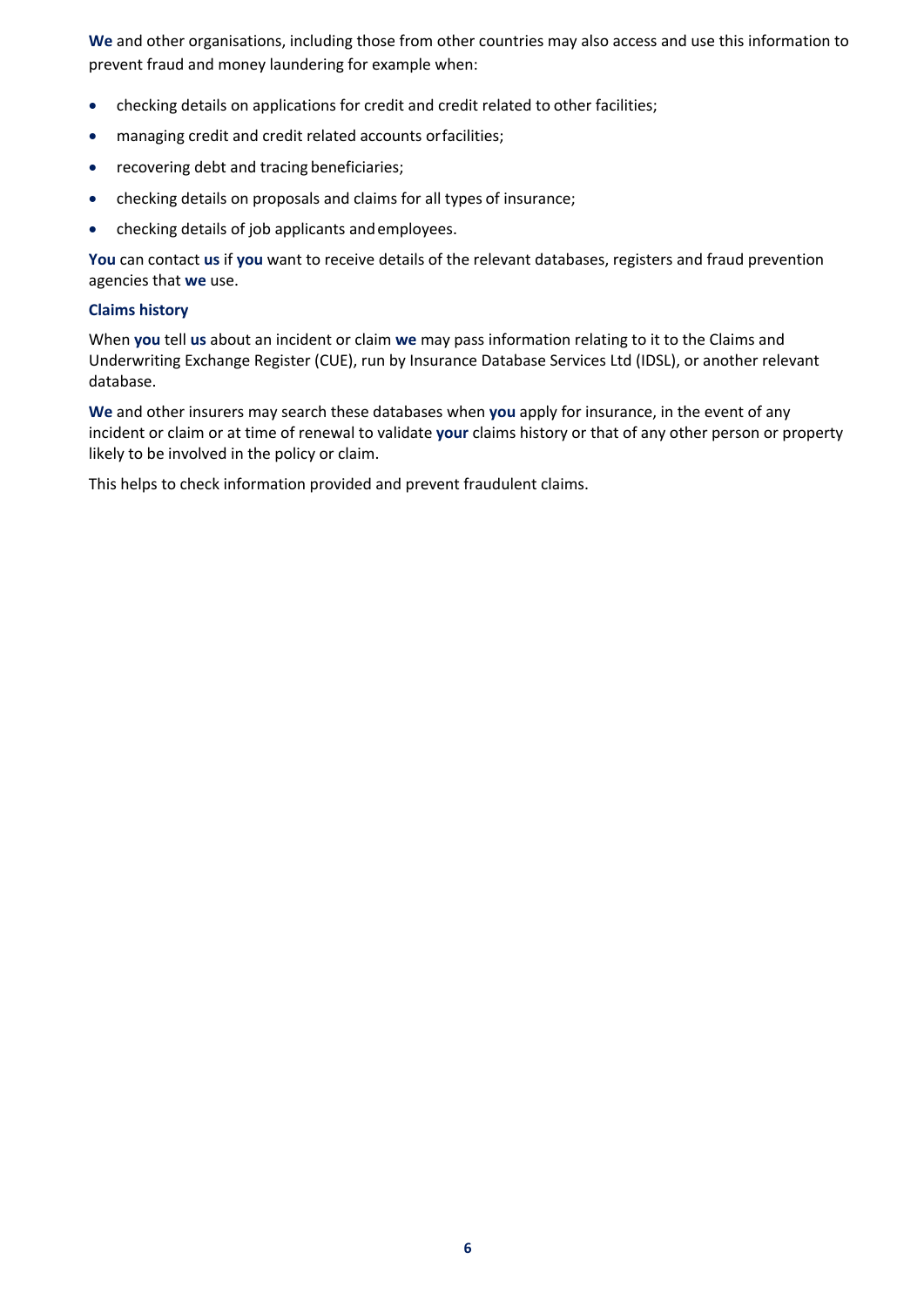**We** and other organisations, including those from other countries may also access and use this information to prevent fraud and money laundering for example when:

- checking details on applications for credit and credit related to other facilities;
- managing credit and credit related accounts or facilities;
- recovering debt and tracing beneficiaries;
- checking details on proposals and claims for all types of insurance;
- checking details of job applicants and employees.

**You** can contact **us** if **you** want to receive details of the relevant databases, registers and fraud prevention agencies that **we** use.

### Claims history

When **you** tell **us** about an incident or claim **we** may pass information relating to it to the Claims and Underwriting Exchange Register (CUE), run by Insurance Database Services Ltd (IDSL), or another relevant database.

**We** and other insurers may search these databases when **you** apply for insurance, in the event of any incident or claim or at time of renewal to validate **your** claims history or that of any other person or property likely to be involved in the policy or claim.

This helps to check information provided and prevent fraudulent claims.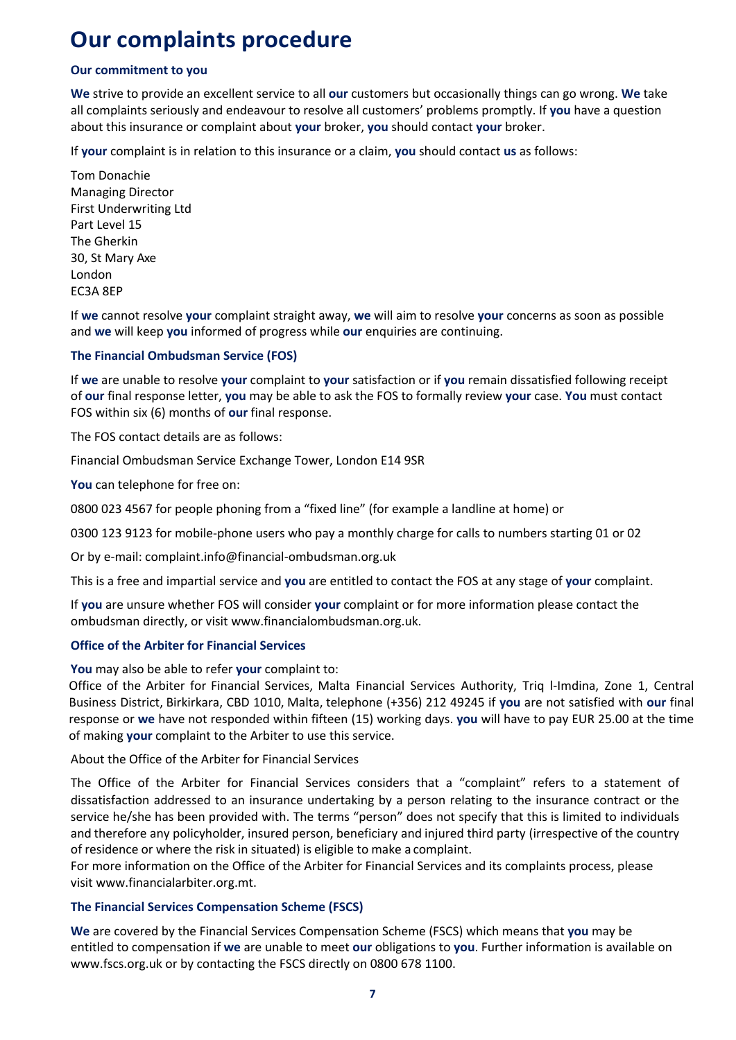# Our complaints procedure

### Our commitment to you

**We** strive to provide an excellent service to all **our** customers but occasionally things can go wrong. **We** take all complaints seriously and endeavour to resolve all customers' problems promptly. If **you** have a question about this insurance or complaint about **your** broker, **you** should contact **your** broker.

If **your** complaint is in relation to this insurance or a claim, **you** should contact **us** as follows:

Tom Donachie
Managing Director
First Underwriting Ltd
Part Level 15
The Gherkin
30, St Mary Axe
London
EC3A 8EP

If **we** cannot resolve **your** complaint straight away, **we** will aim to resolve **your** concerns as soon as possible and **we** will keep **you** informed of progress while **our** enquiries are continuing.

### The Financial Ombudsman Service (FOS)

If **we** are unable to resolve **your** complaint to **your** satisfaction or if **you** remain dissatisfied following receipt of **our** final response letter, **you** may be able to ask the FOS to formally review **your** case. **You** must contact FOS within six (6) months of **our** final response.

The FOS contact details are as follows:

Financial Ombudsman Service Exchange Tower, London E14 9SR

**You** can telephone for free on:

0800 023 4567 for people phoning from a "fixed line" (for example a landline at home) or

0300 123 9123 for mobile-phone users who pay a monthly charge for calls to numbers starting 01 or 02

Or by e-mail: complaint.info@financial-ombudsman.org.uk

This is a free and impartial service and **you** are entitled to contact the FOS at any stage of **your** complaint.

If **you** are unsure whether FOS will consider **your** complaint or for more information please contact the ombudsman directly, or visit www.financialombudsman.org.uk.

### Office of the Arbiter for Financial Services

**You** may also be able to refer **your** complaint to:
Office of the Arbiter for Financial Services, Malta Financial Services Authority, Triq l-Imdina, Zone 1, Central Business District, Birkirkara, CBD 1010, Malta, telephone (+356) 212 49245 if **you** are not satisfied with **our** final response or **we** have not responded within fifteen (15) working days. **you** will have to pay EUR 25.00 at the time of making **your** complaint to the Arbiter to use this service.

About the Office of the Arbiter for Financial Services

The Office of the Arbiter for Financial Services considers that a "complaint" refers to a statement of dissatisfaction addressed to an insurance undertaking by a person relating to the insurance contract or the service he/she has been provided with. The terms "person" does not specify that this is limited to individuals and therefore any policyholder, insured person, beneficiary and injured third party (irrespective of the country of residence or where the risk in situated) is eligible to make a complaint.
For more information on the Office of the Arbiter for Financial Services and its complaints process, please visit www.financialarbiter.org.mt.

### The Financial Services Compensation Scheme (FSCS)

**We** are covered by the Financial Services Compensation Scheme (FSCS) which means that **you** may be entitled to compensation if **we** are unable to meet **our** obligations to **you**. Further information is available on www.fscs.org.uk or by contacting the FSCS directly on 0800 678 1100.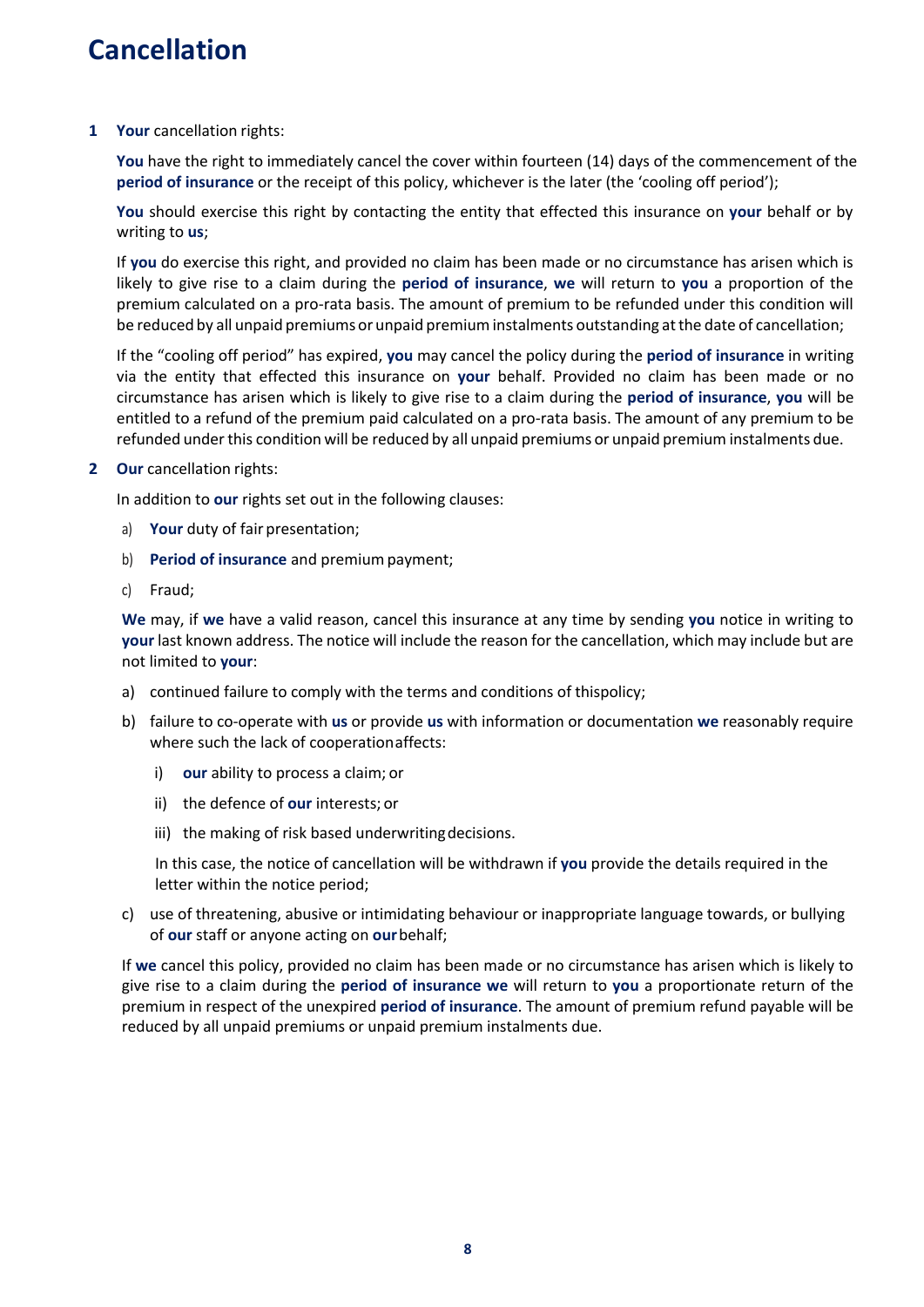# Cancellation

**1 Your** cancellation rights:

**You** have the right to immediately cancel the cover within fourteen (14) days of the commencement of the **period of insurance** or the receipt of this policy, whichever is the later (the 'cooling off period');

**You** should exercise this right by contacting the entity that effected this insurance on **your** behalf or by writing to **us**;

If **you** do exercise this right, and provided no claim has been made or no circumstance has arisen which is likely to give rise to a claim during the **period of insurance**, **we** will return to **you** a proportion of the premium calculated on a pro-rata basis. The amount of premium to be refunded under this condition will be reduced by all unpaid premiums or unpaid premium instalments outstanding at the date of cancellation;

If the "cooling off period" has expired, **you** may cancel the policy during the **period of insurance** in writing via the entity that effected this insurance on **your** behalf. Provided no claim has been made or no circumstance has arisen which is likely to give rise to a claim during the **period of insurance**, **you** will be entitled to a refund of the premium paid calculated on a pro-rata basis. The amount of any premium to be refunded under this condition will be reduced by all unpaid premiums or unpaid premium instalments due.

**2 Our** cancellation rights:

In addition to **our** rights set out in the following clauses:

a) **Your** duty of fair presentation;

b) **Period of insurance** and premium payment;

c) Fraud;

**We** may, if **we** have a valid reason, cancel this insurance at any time by sending **you** notice in writing to **your** last known address. The notice will include the reason for the cancellation, which may include but are not limited to **your**:

a) continued failure to comply with the terms and conditions of thispolicy;

b) failure to co-operate with **us** or provide **us** with information or documentation **we** reasonably require where such the lack of cooperationaffects:

   i) **our** ability to process a claim; or

   ii) the defence of **our** interests; or

   iii) the making of risk based underwriting decisions.

   In this case, the notice of cancellation will be withdrawn if **you** provide the details required in the letter within the notice period;

c) use of threatening, abusive or intimidating behaviour or inappropriate language towards, or bullying of **our** staff or anyone acting on **our** behalf;

If **we** cancel this policy, provided no claim has been made or no circumstance has arisen which is likely to give rise to a claim during the **period of insurance we** will return to **you** a proportionate return of the premium in respect of the unexpired **period of insurance**. The amount of premium refund payable will be reduced by all unpaid premiums or unpaid premium instalments due.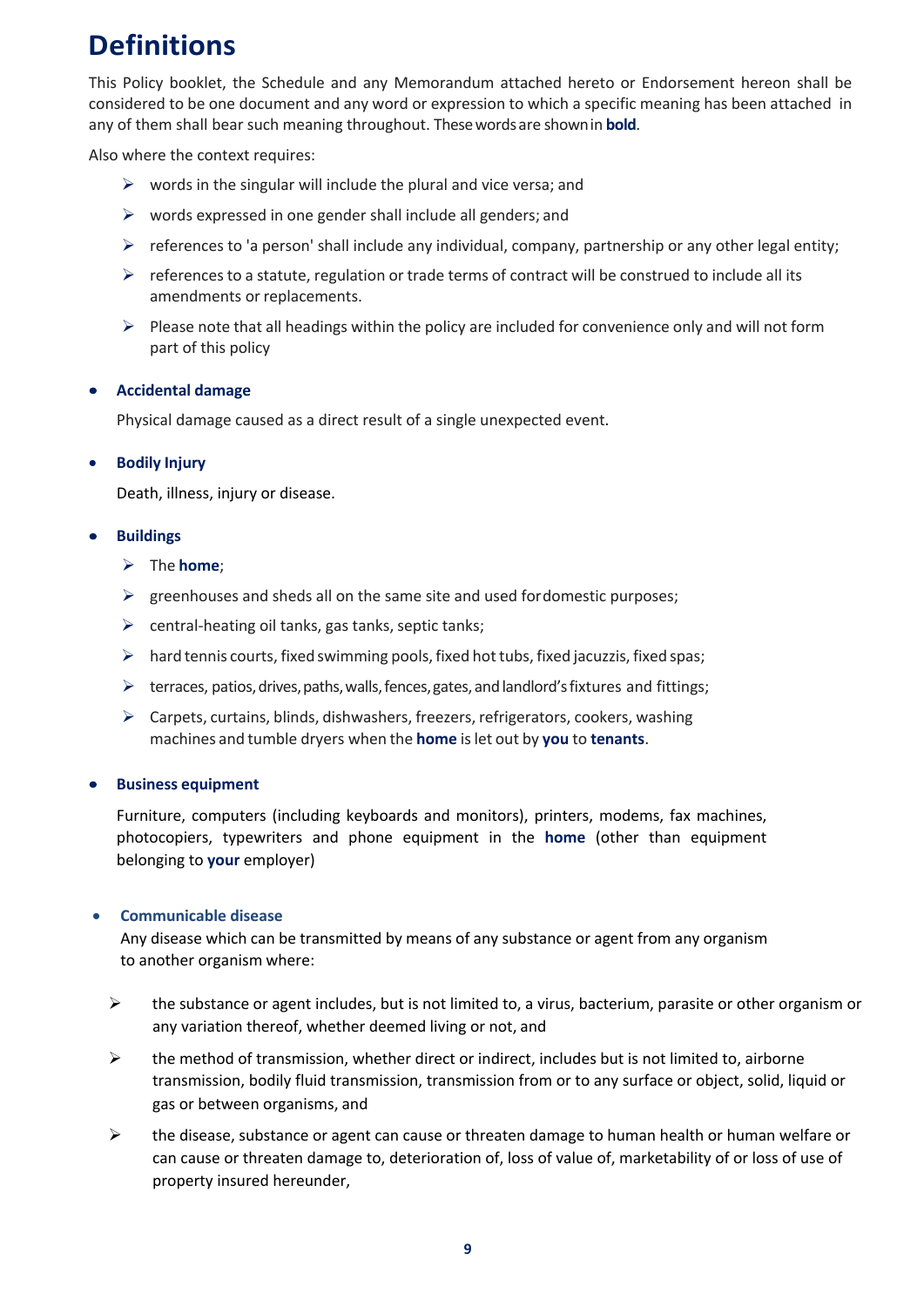# Definitions

This Policy booklet, the Schedule and any Memorandum attached hereto or Endorsement hereon shall be considered to be one document and any word or expression to which a specific meaning has been attached in any of them shall bear such meaning throughout. These words are shown in **bold**.

Also where the context requires:

- words in the singular will include the plural and vice versa; and
- words expressed in one gender shall include all genders; and
- references to 'a person' shall include any individual, company, partnership or any other legal entity;
- references to a statute, regulation or trade terms of contract will be construed to include all its amendments or replacements.
- Please note that all headings within the policy are included for convenience only and will not form part of this policy

- **Accidental damage**

  Physical damage caused as a direct result of a single unexpected event.

- **Bodily Injury**

  Death, illness, injury or disease.

- **Buildings**
  - The **home**;
  - greenhouses and sheds all on the same site and used for domestic purposes;
  - central-heating oil tanks, gas tanks, septic tanks;
  - hard tennis courts, fixed swimming pools, fixed hot tubs, fixed jacuzzis, fixed spas;
  - terraces, patios, drives, paths, walls, fences, gates, and landlord's fixtures and fittings;
  - Carpets, curtains, blinds, dishwashers, freezers, refrigerators, cookers, washing machines and tumble dryers when the **home** is let out by **you** to **tenants**.

- **Business equipment**

  Furniture, computers (including keyboards and monitors), printers, modems, fax machines, photocopiers, typewriters and phone equipment in the **home** (other than equipment belonging to **your** employer)

- **Communicable disease**

  Any disease which can be transmitted by means of any substance or agent from any organism to another organism where:

  - the substance or agent includes, but is not limited to, a virus, bacterium, parasite or other organism or any variation thereof, whether deemed living or not, and
  - the method of transmission, whether direct or indirect, includes but is not limited to, airborne transmission, bodily fluid transmission, transmission from or to any surface or object, solid, liquid or gas or between organisms, and
  - the disease, substance or agent can cause or threaten damage to human health or human welfare or can cause or threaten damage to, deterioration of, loss of value of, marketability of or loss of use of property insured hereunder,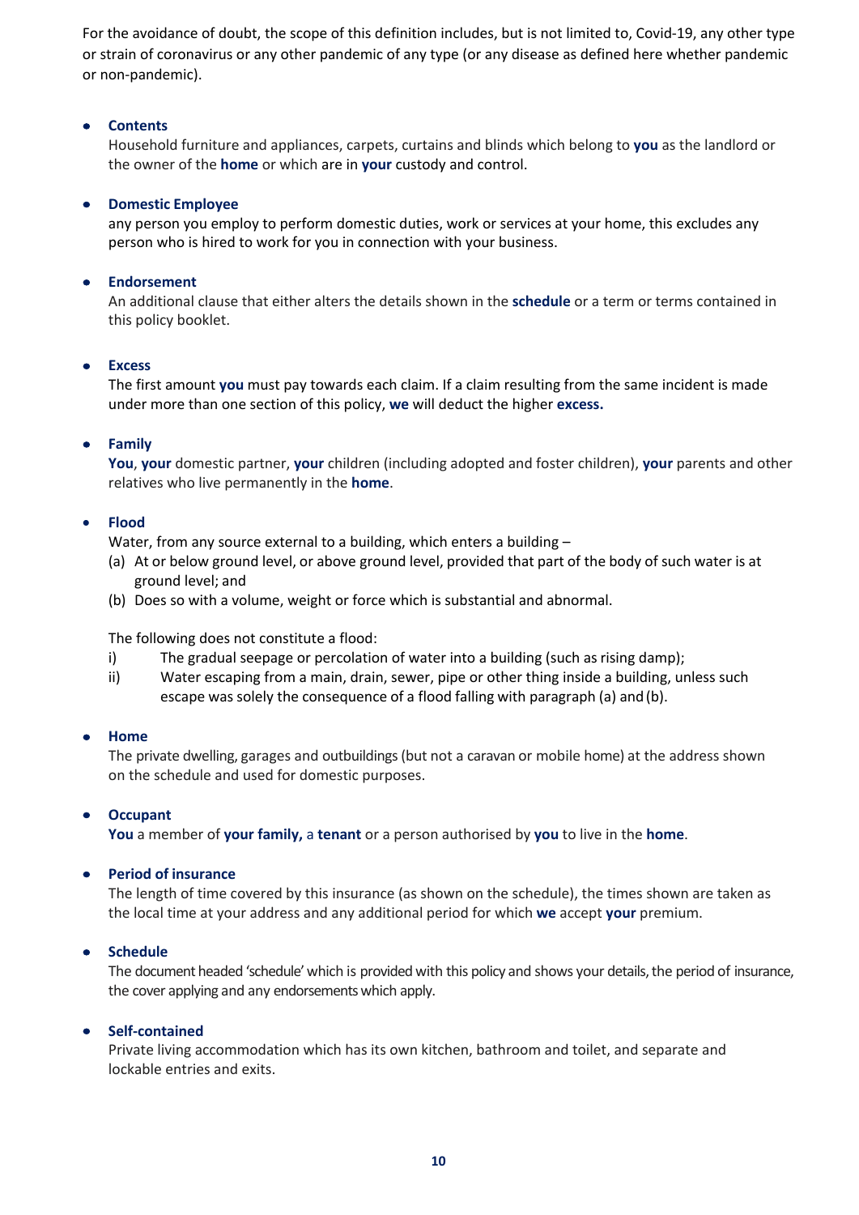For the avoidance of doubt, the scope of this definition includes, but is not limited to, Covid-19, any other type or strain of coronavirus or any other pandemic of any type (or any disease as defined here whether pandemic or non-pandemic).

- **Contents**
  Household furniture and appliances, carpets, curtains and blinds which belong to **you** as the landlord or the owner of the **home** or which are in **your** custody and control.

- **Domestic Employee**
  any person you employ to perform domestic duties, work or services at your home, this excludes any person who is hired to work for you in connection with your business.

- **Endorsement**
  An additional clause that either alters the details shown in the **schedule** or a term or terms contained in this policy booklet.

- **Excess**
  The first amount **you** must pay towards each claim. If a claim resulting from the same incident is made under more than one section of this policy, **we** will deduct the higher **excess.**

- **Family**
  **You**, **your** domestic partner, **your** children (including adopted and foster children), **your** parents and other relatives who live permanently in the **home**.

- **Flood**
  Water, from any source external to a building, which enters a building –
  (a) At or below ground level, or above ground level, provided that part of the body of such water is at ground level; and
  (b) Does so with a volume, weight or force which is substantial and abnormal.

  The following does not constitute a flood:
  i) The gradual seepage or percolation of water into a building (such as rising damp);
  ii) Water escaping from a main, drain, sewer, pipe or other thing inside a building, unless such escape was solely the consequence of a flood falling with paragraph (a) and (b).

- **Home**
  The private dwelling, garages and outbuildings (but not a caravan or mobile home) at the address shown on the schedule and used for domestic purposes.

- **Occupant**
  **You** a member of **your family,** a **tenant** or a person authorised by **you** to live in the **home**.

- **Period of insurance**
  The length of time covered by this insurance (as shown on the schedule), the times shown are taken as the local time at your address and any additional period for which **we** accept **your** premium.

- **Schedule**
  The document headed 'schedule' which is provided with this policy and shows your details, the period of insurance, the cover applying and any endorsements which apply.

- **Self-contained**
  Private living accommodation which has its own kitchen, bathroom and toilet, and separate and lockable entries and exits.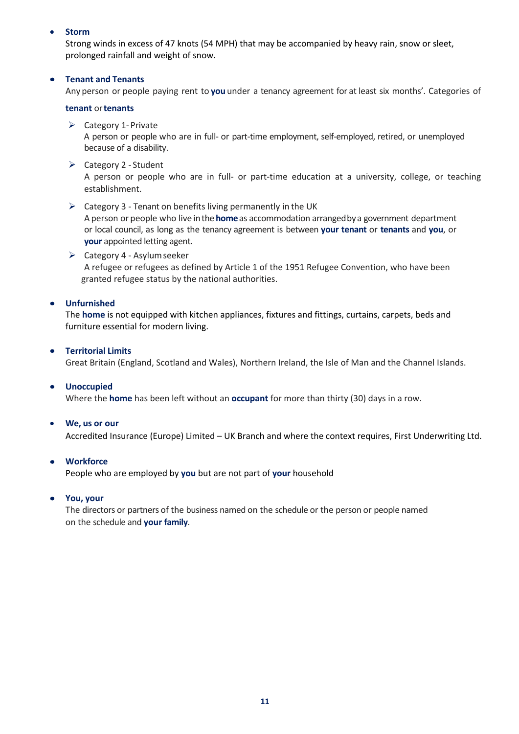- **Storm**
  Strong winds in excess of 47 knots (54 MPH) that may be accompanied by heavy rain, snow or sleet, prolonged rainfall and weight of snow.

- **Tenant and Tenants**
  Any person or people paying rent to **you** under a tenancy agreement for at least six months'. Categories of

  **tenant** or **tenants**

  - Category 1 - Private
    A person or people who are in full- or part-time employment, self-employed, retired, or unemployed because of a disability.
  - Category 2 - Student
    A person or people who are in full- or part-time education at a university, college, or teaching establishment.
  - Category 3 - Tenant on benefits living permanently in the UK
    A person or people who live in the **home** as accommodation arranged by a government department or local council, as long as the tenancy agreement is between **your tenant** or **tenants** and **you**, or **your** appointed letting agent.
  - Category 4 - Asylum seeker
    A refugee or refugees as defined by Article 1 of the 1951 Refugee Convention, who have been granted refugee status by the national authorities.

- **Unfurnished**
  The **home** is not equipped with kitchen appliances, fixtures and fittings, curtains, carpets, beds and furniture essential for modern living.

- **Territorial Limits**
  Great Britain (England, Scotland and Wales), Northern Ireland, the Isle of Man and the Channel Islands.

- **Unoccupied**
  Where the **home** has been left without an **occupant** for more than thirty (30) days in a row.

- **We, us or our**
  Accredited Insurance (Europe) Limited – UK Branch and where the context requires, First Underwriting Ltd.

- **Workforce**
  People who are employed by **you** but are not part of **your** household

- **You, your**
  The directors or partners of the business named on the schedule or the person or people named on the schedule and **your family**.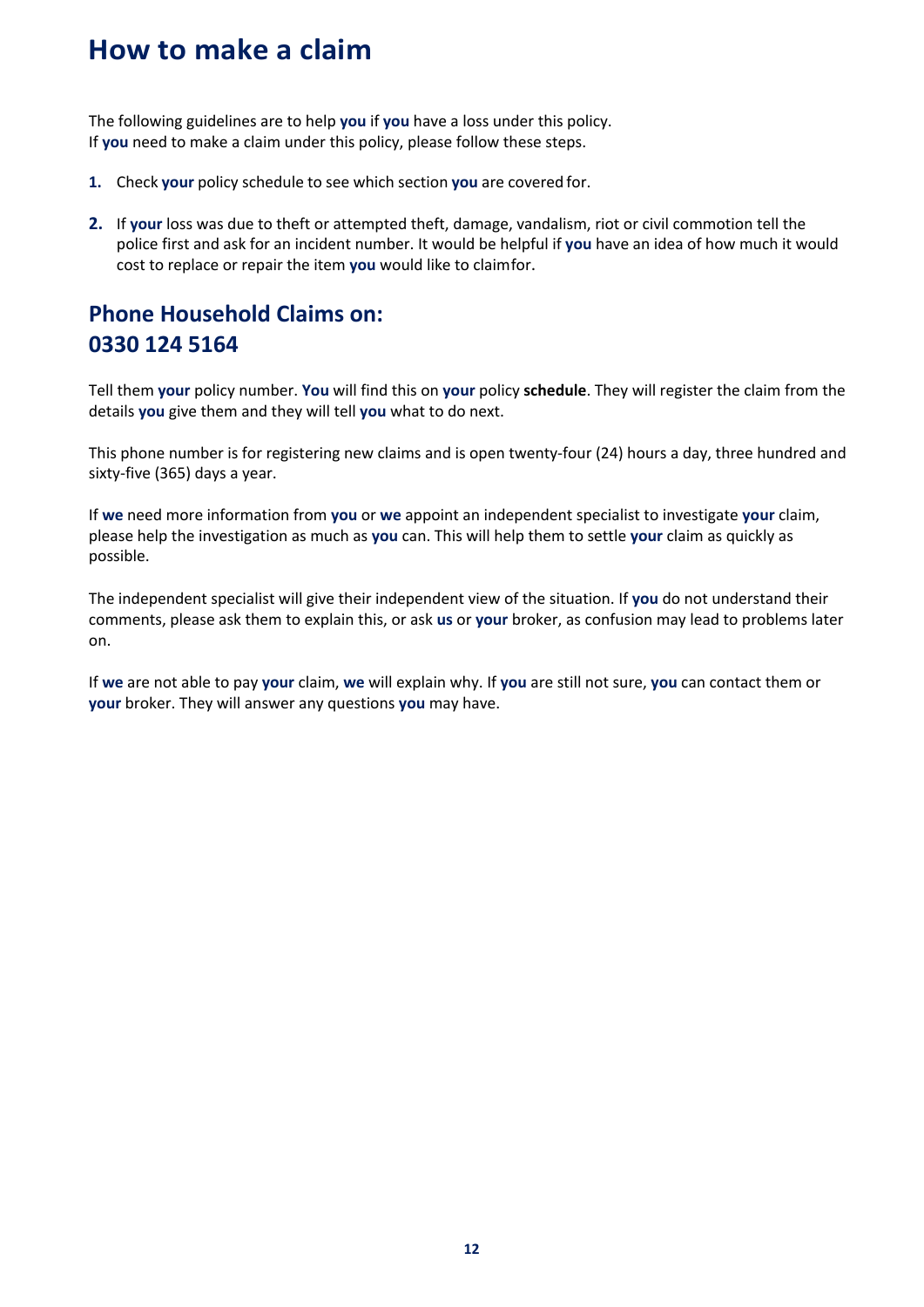# How to make a claim

The following guidelines are to help **you** if **you** have a loss under this policy.
If **you** need to make a claim under this policy, please follow these steps.

1. Check **your** policy schedule to see which section **you** are covered for.

2. If **your** loss was due to theft or attempted theft, damage, vandalism, riot or civil commotion tell the police first and ask for an incident number. It would be helpful if **you** have an idea of how much it would cost to replace or repair the item **you** would like to claim for.

## Phone Household Claims on:
## 0330 124 5164

Tell them **your** policy number. **You** will find this on **your** policy **schedule**. They will register the claim from the details **you** give them and they will tell **you** what to do next.

This phone number is for registering new claims and is open twenty-four (24) hours a day, three hundred and sixty-five (365) days a year.

If **we** need more information from **you** or **we** appoint an independent specialist to investigate **your** claim, please help the investigation as much as **you** can. This will help them to settle **your** claim as quickly as possible.

The independent specialist will give their independent view of the situation. If **you** do not understand their comments, please ask them to explain this, or ask **us** or **your** broker, as confusion may lead to problems later on.

If **we** are not able to pay **your** claim, **we** will explain why. If **you** are still not sure, **you** can contact them or **your** broker. They will answer any questions **you** may have.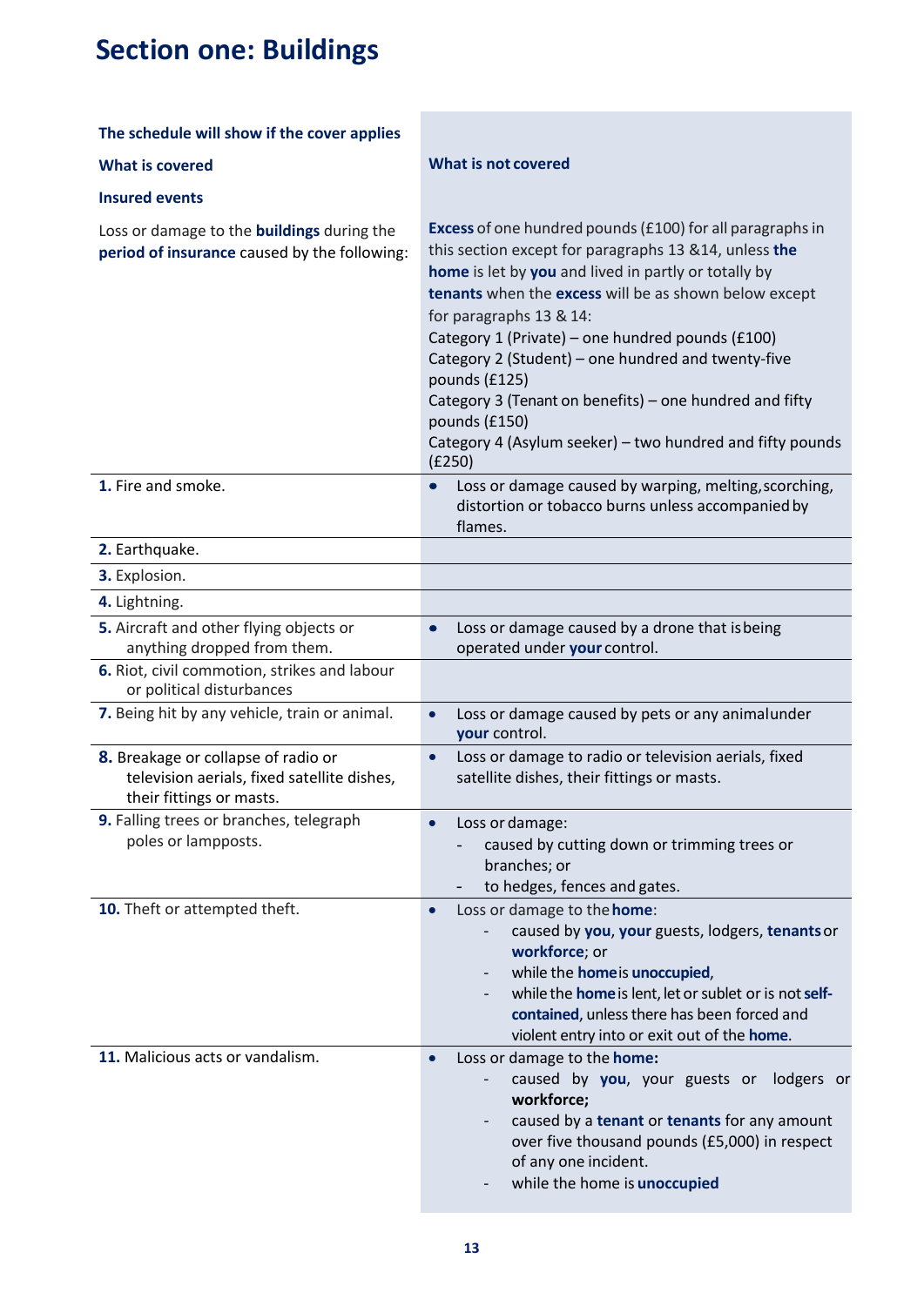# Section one: Buildings

| The schedule will show if the cover applies<br><br>**What is covered**<br><br>**Insured events** | **What is not covered** |
|---|---|
| Loss or damage to the **buildings** during the **period of insurance** caused by the following: | **Excess** of one hundred pounds (£100) for all paragraphs in this section except for paragraphs 13 &14, unless **the home** is let by **you** and lived in partly or totally by **tenants** when the **excess** will be as shown below except for paragraphs 13 & 14:<br>Category 1 (Private) – one hundred pounds (£100)<br>Category 2 (Student) – one hundred and twenty-five pounds (£125)<br>Category 3 (Tenant on benefits) – one hundred and fifty pounds (£150)<br>Category 4 (Asylum seeker) – two hundred and fifty pounds (£250) |
| **1.** Fire and smoke. | • Loss or damage caused by warping, melting, scorching, distortion or tobacco burns unless accompanied by flames. |
| **2.** Earthquake. | |
| **3.** Explosion. | |
| **4.** Lightning. | |
| **5.** Aircraft and other flying objects or anything dropped from them. | • Loss or damage caused by a drone that is being operated under **your** control. |
| **6.** Riot, civil commotion, strikes and labour or political disturbances | |
| **7.** Being hit by any vehicle, train or animal. | • Loss or damage caused by pets or any animal under **your** control. |
| **8.** Breakage or collapse of radio or television aerials, fixed satellite dishes, their fittings or masts. | • Loss or damage to radio or television aerials, fixed satellite dishes, their fittings or masts. |
| **9.** Falling trees or branches, telegraph poles or lampposts. | • Loss or damage:<br>- caused by cutting down or trimming trees or branches; or<br>- to hedges, fences and gates. |
| **10.** Theft or attempted theft. | • Loss or damage to the **home**:<br>- caused by **you**, **your** guests, lodgers, **tenants** or **workforce**; or<br>- while the **home** is **unoccupied**,<br>- while the **home** is lent, let or sublet or is not **self-contained**, unless there has been forced and violent entry into or exit out of the **home**. |
| **11.** Malicious acts or vandalism. | • Loss or damage to the **home:**<br>- caused by **you**, your guests or lodgers or **workforce;**<br>- caused by a **tenant** or **tenants** for any amount over five thousand pounds (£5,000) in respect of any one incident.<br>- while the home is **unoccupied** |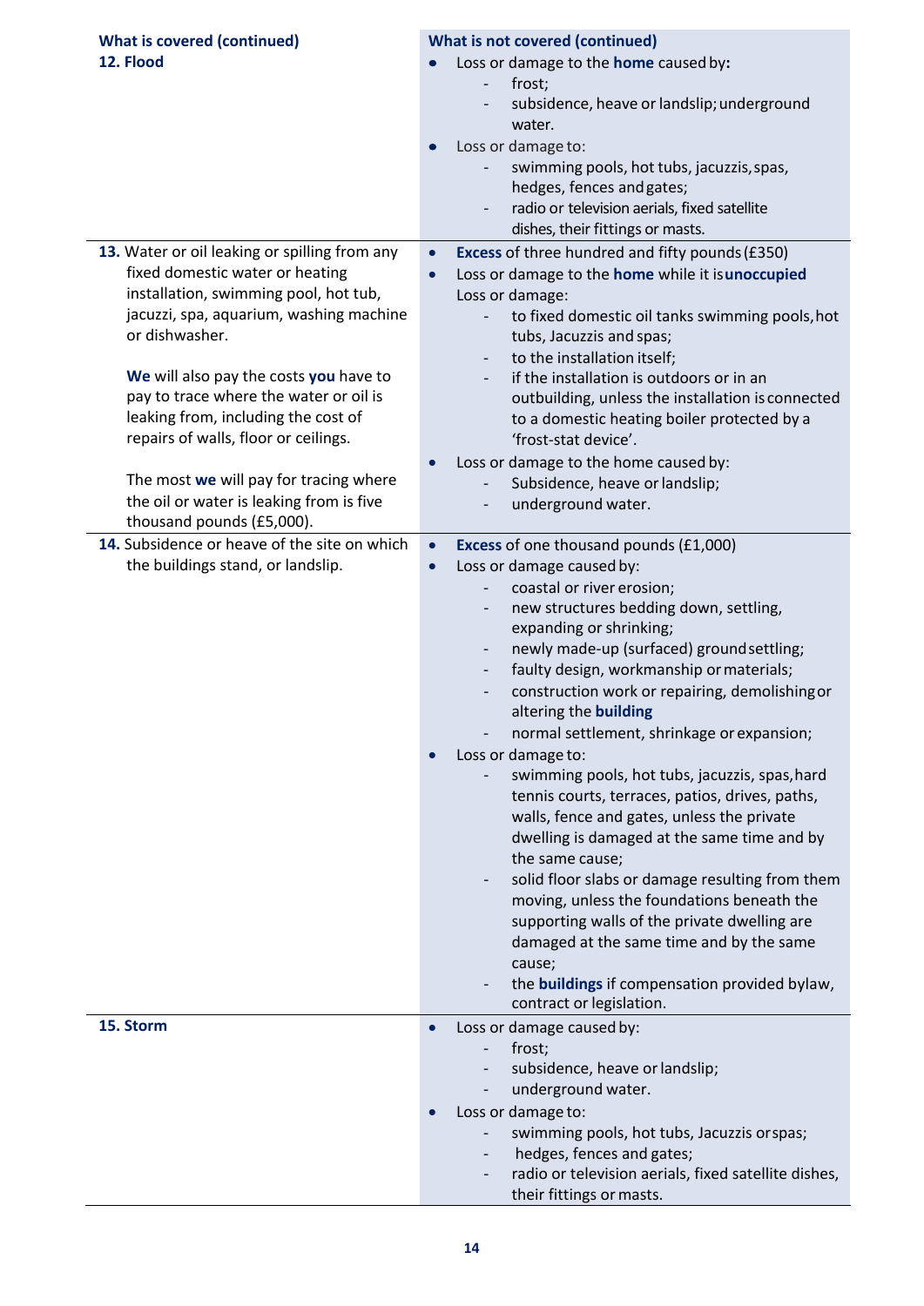| What is covered (continued) | What is not covered (continued) |
| --- | --- |
| **12. Flood** | • Loss or damage to the **home** caused by:<br>- frost;<br>- subsidence, heave or landslip; underground water.<br>• Loss or damage to:<br>- swimming pools, hot tubs, jacuzzis, spas, hedges, fences and gates;<br>- radio or television aerials, fixed satellite dishes, their fittings or masts. |
| **13.** Water or oil leaking or spilling from any fixed domestic water or heating installation, swimming pool, hot tub, jacuzzi, spa, aquarium, washing machine or dishwasher.<br><br>**We** will also pay the costs **you** have to pay to trace where the water or oil is leaking from, including the cost of repairs of walls, floor or ceilings.<br><br>The most **we** will pay for tracing where the oil or water is leaking from is five thousand pounds (£5,000). | • **Excess** of three hundred and fifty pounds (£350)<br>• Loss or damage to the **home** while it is **unoccupied**<br>Loss or damage:<br>- to fixed domestic oil tanks swimming pools, hot tubs, Jacuzzis and spas;<br>- to the installation itself;<br>- if the installation is outdoors or in an outbuilding, unless the installation is connected to a domestic heating boiler protected by a 'frost-stat device'.<br>• Loss or damage to the home caused by:<br>- Subsidence, heave or landslip;<br>- underground water. |
| **14.** Subsidence or heave of the site on which the buildings stand, or landslip. | • **Excess** of one thousand pounds (£1,000)<br>• Loss or damage caused by:<br>- coastal or river erosion;<br>- new structures bedding down, settling, expanding or shrinking;<br>- newly made-up (surfaced) ground settling;<br>- faulty design, workmanship or materials;<br>- construction work or repairing, demolishing or altering the **building**<br>- normal settlement, shrinkage or expansion;<br>• Loss or damage to:<br>- swimming pools, hot tubs, jacuzzis, spas, hard tennis courts, terraces, patios, drives, paths, walls, fence and gates, unless the private dwelling is damaged at the same time and by the same cause;<br>- solid floor slabs or damage resulting from them moving, unless the foundations beneath the supporting walls of the private dwelling are damaged at the same time and by the same cause;<br>- the **buildings** if compensation provided bylaw, contract or legislation. |
| **15. Storm** | • Loss or damage caused by:<br>- frost;<br>- subsidence, heave or landslip;<br>- underground water.<br>• Loss or damage to:<br>- swimming pools, hot tubs, Jacuzzis or spas;<br>- hedges, fences and gates;<br>- radio or television aerials, fixed satellite dishes, their fittings or masts. |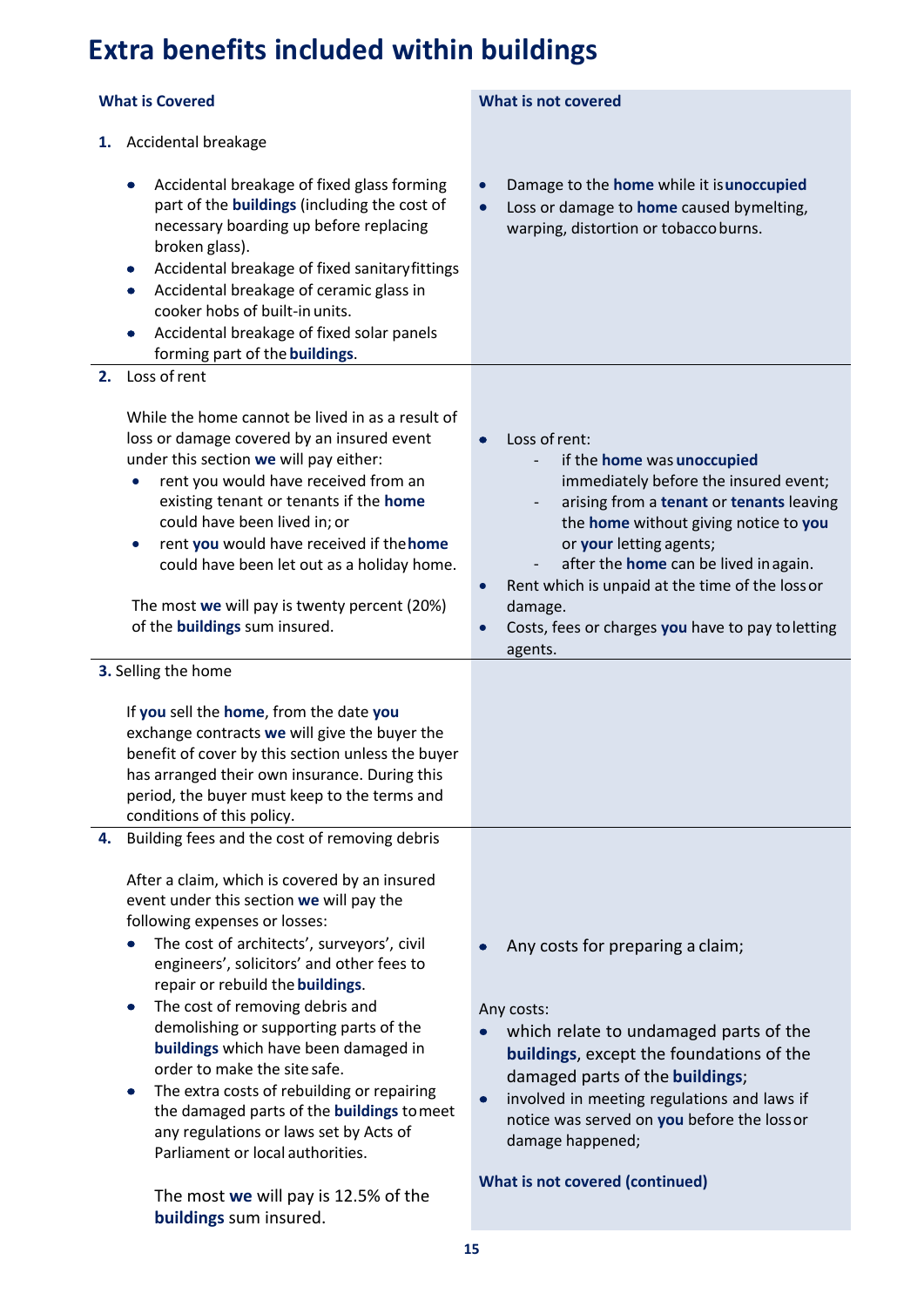# Extra benefits included within buildings

| What is Covered | What is not covered |
| --- | --- |
| **1.** Accidental breakage<br><br>• Accidental breakage of fixed glass forming part of the **buildings** (including the cost of necessary boarding up before replacing broken glass).<br>• Accidental breakage of fixed sanitary fittings<br>• Accidental breakage of ceramic glass in cooker hobs of built-in units.<br>• Accidental breakage of fixed solar panels forming part of the **buildings**. | • Damage to the **home** while it is **unoccupied**<br>• Loss or damage to **home** caused by melting, warping, distortion or tobacco burns. |
| **2.** Loss of rent<br><br>While the home cannot be lived in as a result of loss or damage covered by an insured event under this section **we** will pay either:<br>• rent you would have received from an existing tenant or tenants if the **home** could have been lived in; or<br>• rent **you** would have received if the **home** could have been let out as a holiday home.<br><br>The most **we** will pay is twenty percent (20%) of the **buildings** sum insured. | • Loss of rent:<br>  - if the **home** was **unoccupied** immediately before the insured event;<br>  - arising from a **tenant** or **tenants** leaving the **home** without giving notice to **you** or **your** letting agents;<br>  - after the **home** can be lived in again.<br>• Rent which is unpaid at the time of the loss or damage.<br>• Costs, fees or charges **you** have to pay to letting agents. |
| **3.** Selling the home<br><br>If **you** sell the **home**, from the date **you** exchange contracts **we** will give the buyer the benefit of cover by this section unless the buyer has arranged their own insurance. During this period, the buyer must keep to the terms and conditions of this policy. | |
| **4.** Building fees and the cost of removing debris<br><br>After a claim, which is covered by an insured event under this section **we** will pay the following expenses or losses:<br>• The cost of architects', surveyors', civil engineers', solicitors' and other fees to repair or rebuild the **buildings**.<br>• The cost of removing debris and demolishing or supporting parts of the **buildings** which have been damaged in order to make the site safe.<br>• The extra costs of rebuilding or repairing the damaged parts of the **buildings** to meet any regulations or laws set by Acts of Parliament or local authorities.<br><br>The most **we** will pay is 12.5% of the **buildings** sum insured. | • Any costs for preparing a claim;<br><br>Any costs:<br>• which relate to undamaged parts of the **buildings**, except the foundations of the damaged parts of the **buildings**;<br>• involved in meeting regulations and laws if notice was served on **you** before the loss or damage happened;<br><br>**What is not covered (continued)** |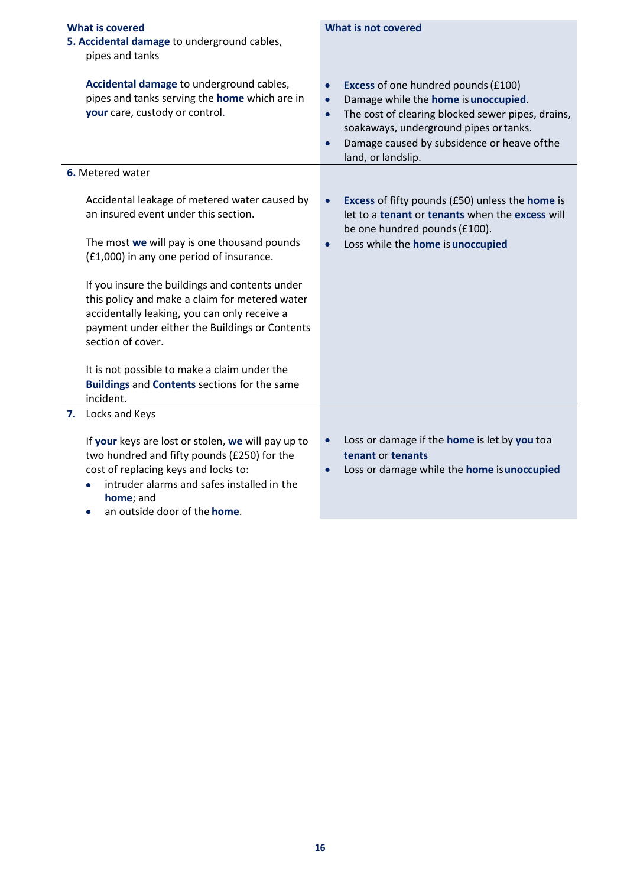| What is covered | What is not covered |
|---|---|
| **5. Accidental damage** to underground cables, pipes and tanks<br><br>**Accidental damage** to underground cables, pipes and tanks serving the **home** which are in **your** care, custody or control. | • **Excess** of one hundred pounds (£100)<br>• Damage while the **home** is **unoccupied**.<br>• The cost of clearing blocked sewer pipes, drains, soakaways, underground pipes or tanks.<br>• Damage caused by subsidence or heave of the land, or landslip. |
| **6.** Metered water<br><br>Accidental leakage of metered water caused by an insured event under this section.<br><br>The most **we** will pay is one thousand pounds (£1,000) in any one period of insurance.<br><br>If you insure the buildings and contents under this policy and make a claim for metered water accidentally leaking, you can only receive a payment under either the Buildings or Contents section of cover.<br><br>It is not possible to make a claim under the **Buildings** and **Contents** sections for the same incident. | • **Excess** of fifty pounds (£50) unless the **home** is let to a **tenant** or **tenants** when the **excess** will be one hundred pounds (£100).<br>• Loss while the **home** is **unoccupied** |
| **7.** Locks and Keys<br><br>If **your** keys are lost or stolen, **we** will pay up to two hundred and fifty pounds (£250) for the cost of replacing keys and locks to:<br>• intruder alarms and safes installed in the **home**; and<br>• an outside door of the **home**. | • Loss or damage if the **home** is let by **you** to a **tenant** or **tenants**<br>• Loss or damage while the **home** is **unoccupied** |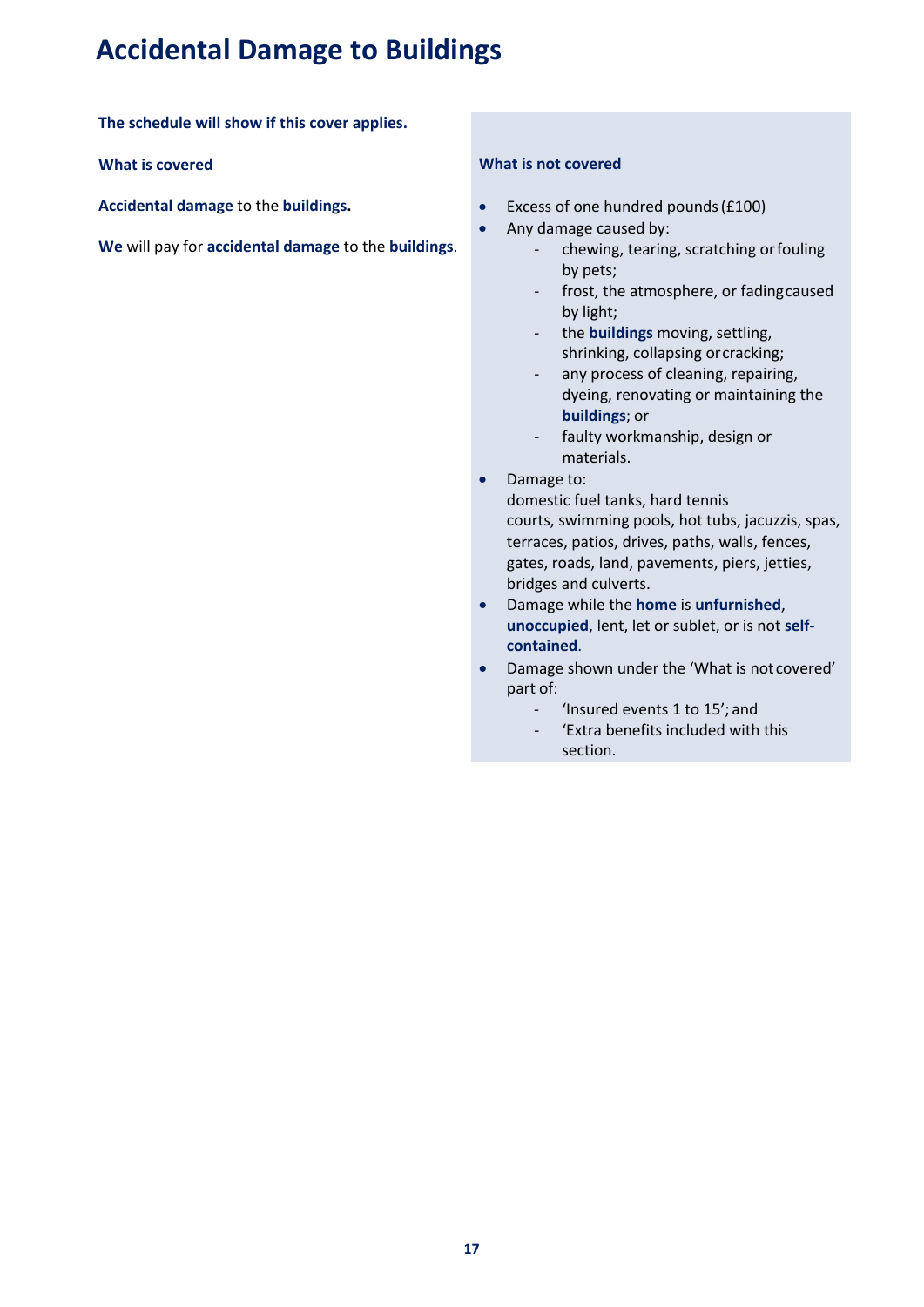# Accidental Damage to Buildings

**The schedule will show if this cover applies.**

**What is covered**

**Accidental damage** to the **buildings.**

**We** will pay for **accidental damage** to the **buildings**.

**What is not covered**

- Excess of one hundred pounds (£100)
- Any damage caused by:
  - chewing, tearing, scratching or fouling by pets;
  - frost, the atmosphere, or fading caused by light;
  - the **buildings** moving, settling, shrinking, collapsing or cracking;
  - any process of cleaning, repairing, dyeing, renovating or maintaining the **buildings**; or
  - faulty workmanship, design or materials.
- Damage to:
  domestic fuel tanks, hard tennis courts, swimming pools, hot tubs, jacuzzis, spas, terraces, patios, drives, paths, walls, fences, gates, roads, land, pavements, piers, jetties, bridges and culverts.
- Damage while the **home** is **unfurnished**, **unoccupied**, lent, let or sublet, or is not **self-contained**.
- Damage shown under the 'What is not covered' part of:
  - 'Insured events 1 to 15'; and
  - 'Extra benefits included with this section.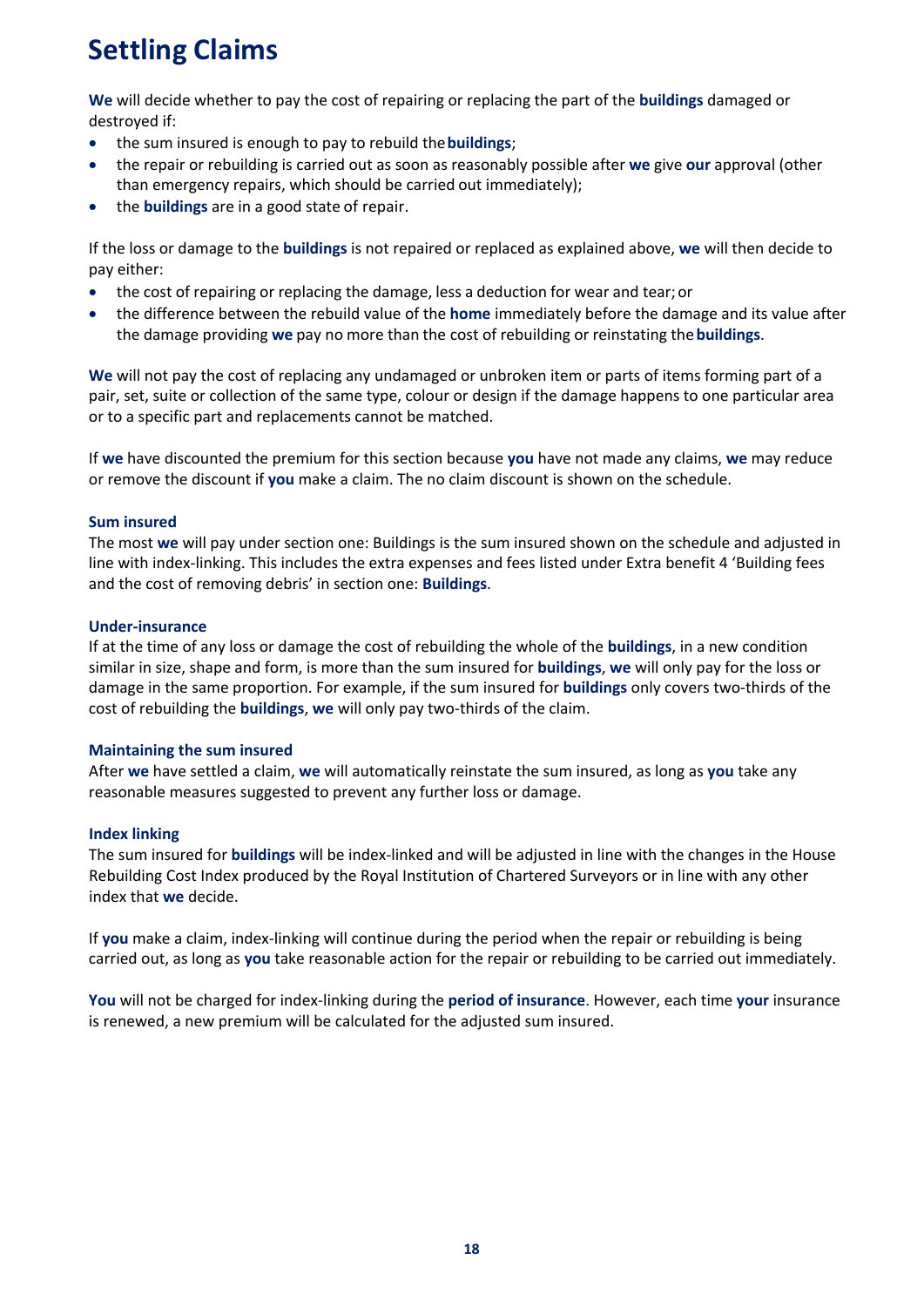# Settling Claims

**We** will decide whether to pay the cost of repairing or replacing the part of the **buildings** damaged or destroyed if:

- the sum insured is enough to pay to rebuild the **buildings**;
- the repair or rebuilding is carried out as soon as reasonably possible after **we** give **our** approval (other than emergency repairs, which should be carried out immediately);
- the **buildings** are in a good state of repair.

If the loss or damage to the **buildings** is not repaired or replaced as explained above, **we** will then decide to pay either:

- the cost of repairing or replacing the damage, less a deduction for wear and tear; or
- the difference between the rebuild value of the **home** immediately before the damage and its value after the damage providing **we** pay no more than the cost of rebuilding or reinstating the **buildings**.

**We** will not pay the cost of replacing any undamaged or unbroken item or parts of items forming part of a pair, set, suite or collection of the same type, colour or design if the damage happens to one particular area or to a specific part and replacements cannot be matched.

If **we** have discounted the premium for this section because **you** have not made any claims, **we** may reduce or remove the discount if **you** make a claim. The no claim discount is shown on the schedule.

### Sum insured

The most **we** will pay under section one: Buildings is the sum insured shown on the schedule and adjusted in line with index-linking. This includes the extra expenses and fees listed under Extra benefit 4 'Building fees and the cost of removing debris' in section one: **Buildings**.

### Under-insurance

If at the time of any loss or damage the cost of rebuilding the whole of the **buildings**, in a new condition similar in size, shape and form, is more than the sum insured for **buildings**, **we** will only pay for the loss or damage in the same proportion. For example, if the sum insured for **buildings** only covers two-thirds of the cost of rebuilding the **buildings**, **we** will only pay two-thirds of the claim.

### Maintaining the sum insured

After **we** have settled a claim, **we** will automatically reinstate the sum insured, as long as **you** take any reasonable measures suggested to prevent any further loss or damage.

### Index linking

The sum insured for **buildings** will be index-linked and will be adjusted in line with the changes in the House Rebuilding Cost Index produced by the Royal Institution of Chartered Surveyors or in line with any other index that **we** decide.

If **you** make a claim, index-linking will continue during the period when the repair or rebuilding is being carried out, as long as **you** take reasonable action for the repair or rebuilding to be carried out immediately.

**You** will not be charged for index-linking during the **period of insurance**. However, each time **your** insurance is renewed, a new premium will be calculated for the adjusted sum insured.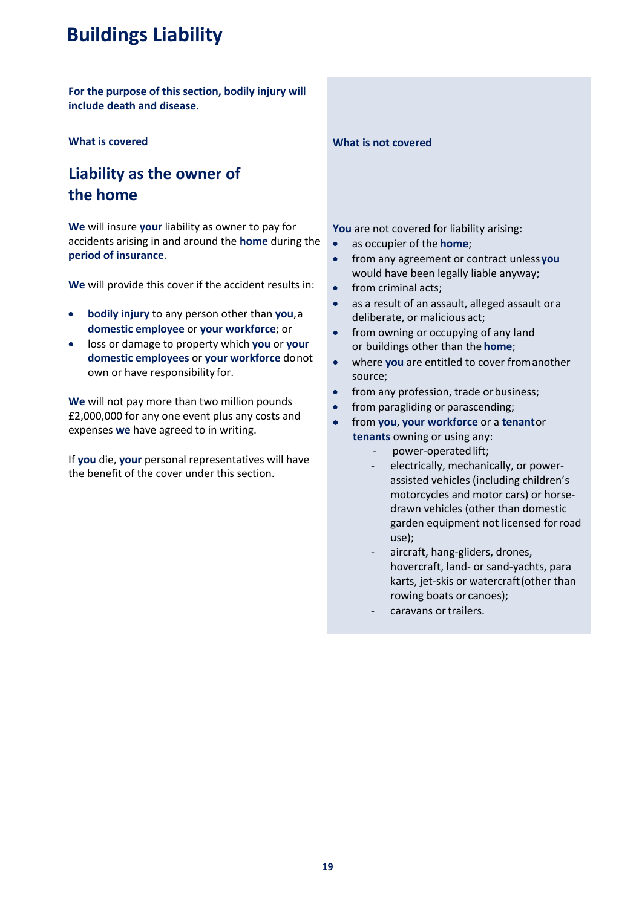# Buildings Liability

**For the purpose of this section, bodily injury will include death and disease.**

**What is covered**

## Liability as the owner of the home

**We** will insure **your** liability as owner to pay for accidents arising in and around the **home** during the **period of insurance**.

**We** will provide this cover if the accident results in:

- **bodily injury** to any person other than **you**, a **domestic employee** or **your workforce**; or
- loss or damage to property which **you** or **your domestic employees** or **your workforce** do not own or have responsibility for.

**We** will not pay more than two million pounds £2,000,000 for any one event plus any costs and expenses **we** have agreed to in writing.

If **you** die, **your** personal representatives will have the benefit of the cover under this section.

**What is not covered**

**You** are not covered for liability arising:

- as occupier of the **home**;
- from any agreement or contract unless **you** would have been legally liable anyway;
- from criminal acts;
- as a result of an assault, alleged assault or a deliberate, or malicious act;
- from owning or occupying of any land or buildings other than the **home**;
- where **you** are entitled to cover from another source;
- from any profession, trade or business;
- from paragliding or parascending;
- from **you**, **your workforce** or a **tenant** or **tenants** owning or using any:
  - power-operated lift;
  - electrically, mechanically, or power-assisted vehicles (including children's motorcycles and motor cars) or horse-drawn vehicles (other than domestic garden equipment not licensed for road use);
  - aircraft, hang-gliders, drones, hovercraft, land- or sand-yachts, para karts, jet-skis or watercraft (other than rowing boats or canoes);
  - caravans or trailers.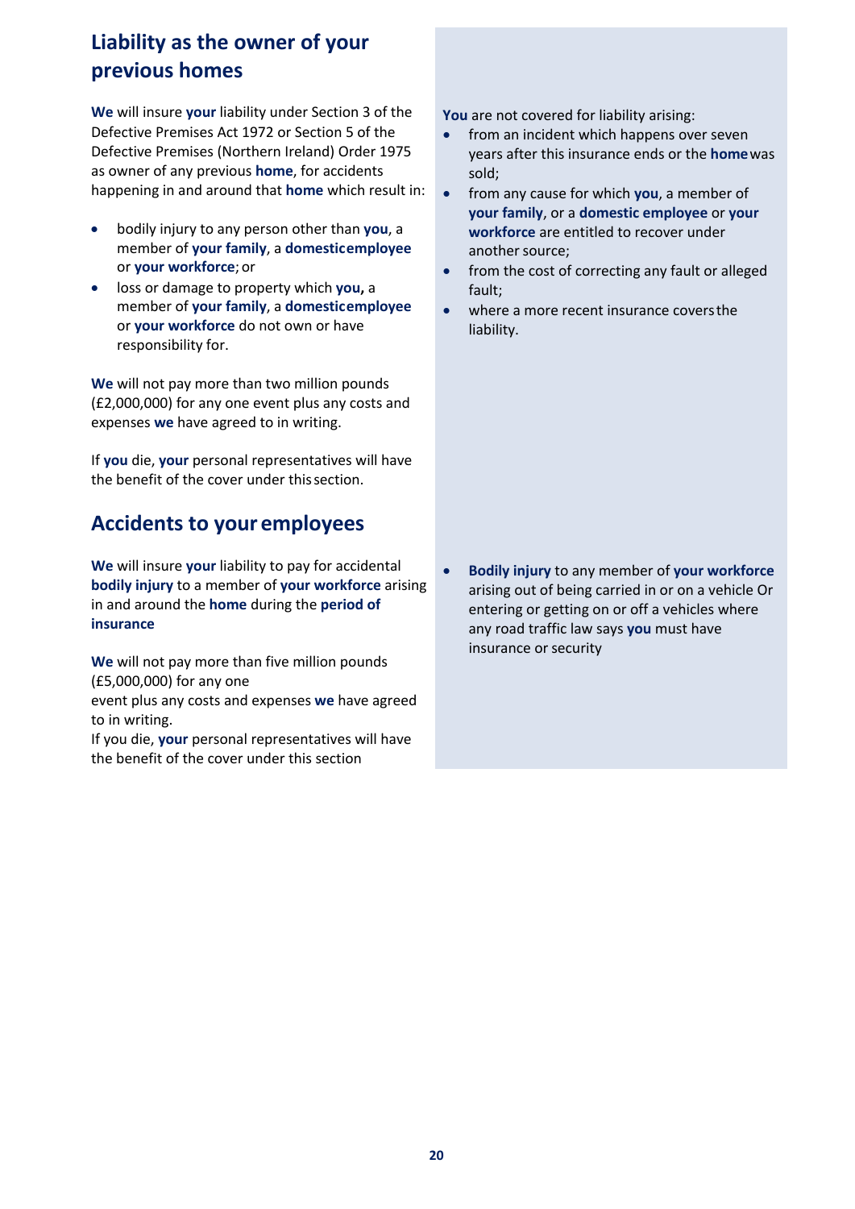## Liability as the owner of your previous homes

**We** will insure **your** liability under Section 3 of the Defective Premises Act 1972 or Section 5 of the Defective Premises (Northern Ireland) Order 1975 as owner of any previous **home**, for accidents happening in and around that **home** which result in:

- bodily injury to any person other than **you**, a member of **your family**, a **domestic employee** or **your workforce**; or
- loss or damage to property which **you,** a member of **your family**, a **domestic employee** or **your workforce** do not own or have responsibility for.

**We** will not pay more than two million pounds (£2,000,000) for any one event plus any costs and expenses **we** have agreed to in writing.

If **you** die, **your** personal representatives will have the benefit of the cover under this section.

**You** are not covered for liability arising:

- from an incident which happens over seven years after this insurance ends or the **home** was sold;
- from any cause for which **you**, a member of **your family**, or a **domestic employee** or **your workforce** are entitled to recover under another source;
- from the cost of correcting any fault or alleged fault;
- where a more recent insurance covers the liability.

## Accidents to your employees

**We** will insure **your** liability to pay for accidental **bodily injury** to a member of **your workforce** arising in and around the **home** during the **period of insurance**

**We** will not pay more than five million pounds (£5,000,000) for any one
event plus any costs and expenses **we** have agreed to in writing.
If you die, **your** personal representatives will have the benefit of the cover under this section

- **Bodily injury** to any member of **your workforce** arising out of being carried in or on a vehicle Or entering or getting on or off a vehicles where any road traffic law says **you** must have insurance or security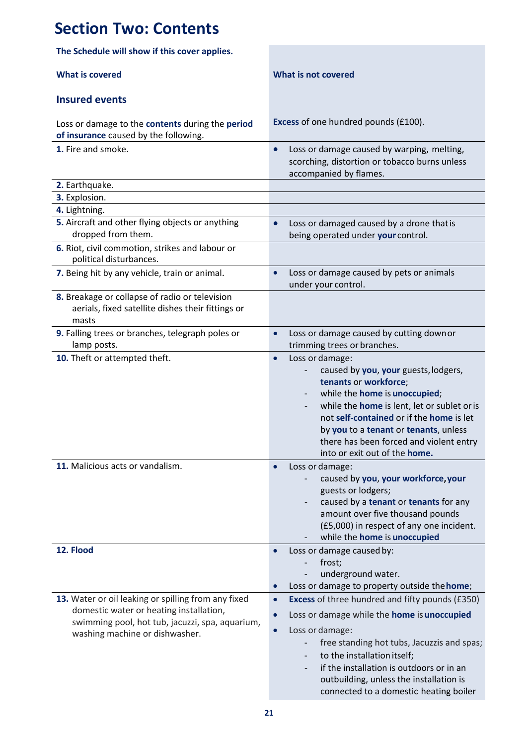# Section Two: Contents

**The Schedule will show if this cover applies.**

| What is covered | What is not covered |
|---|---|
| **Insured events** | |
| Loss or damage to the **contents** during the **period of insurance** caused by the following. | **Excess** of one hundred pounds (£100). |
| **1.** Fire and smoke. | • Loss or damage caused by warping, melting, scorching, distortion or tobacco burns unless accompanied by flames. |
| **2.** Earthquake. | |
| **3.** Explosion. | |
| **4.** Lightning. | |
| **5.** Aircraft and other flying objects or anything dropped from them. | • Loss or damaged caused by a drone that is being operated under **your** control. |
| **6.** Riot, civil commotion, strikes and labour or political disturbances. | |
| **7.** Being hit by any vehicle, train or animal. | • Loss or damage caused by pets or animals under your control. |
| **8.** Breakage or collapse of radio or television aerials, fixed satellite dishes their fittings or masts | |
| **9.** Falling trees or branches, telegraph poles or lamp posts. | • Loss or damage caused by cutting down or trimming trees or branches. |
| **10.** Theft or attempted theft. | • Loss or damage:<br>- caused by **you**, **your** guests, lodgers, **tenants** or **workforce**;<br>- while the **home** is **unoccupied**;<br>- while the **home** is lent, let or sublet or is not **self-contained** or if the **home** is let by **you** to a **tenant** or **tenants**, unless there has been forced and violent entry into or exit out of the **home.** |
| **11.** Malicious acts or vandalism. | • Loss or damage:<br>- caused by **you**, **your workforce, your** guests or lodgers;<br>- caused by a **tenant** or **tenants** for any amount over five thousand pounds (£5,000) in respect of any one incident.<br>- while the **home** is **unoccupied** |
| **12. Flood** | • Loss or damage caused by:<br>- frost;<br>- underground water.<br>• Loss or damage to property outside the **home**; |
| **13.** Water or oil leaking or spilling from any fixed domestic water or heating installation, swimming pool, hot tub, jacuzzi, spa, aquarium, washing machine or dishwasher. | • **Excess** of three hundred and fifty pounds (£350)<br>• Loss or damage while the **home** is **unoccupied**<br>• Loss or damage:<br>- free standing hot tubs, Jacuzzis and spas;<br>- to the installation itself;<br>- if the installation is outdoors or in an outbuilding, unless the installation is connected to a domestic heating boiler |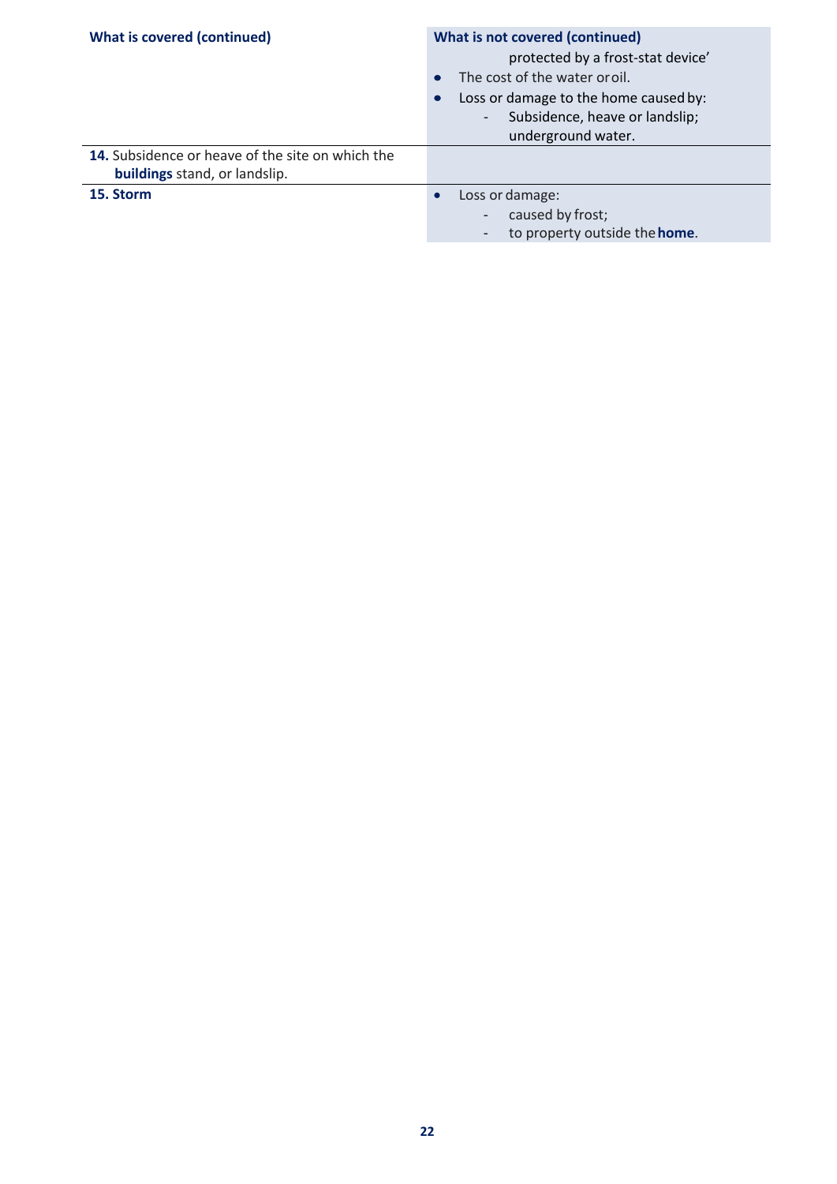| What is covered (continued) | What is not covered (continued) |
| --- | --- |
| | protected by a frost-stat device'<br>• The cost of the water or oil.<br>• Loss or damage to the home caused by:<br>- Subsidence, heave or landslip;<br>underground water. |
| **14.** Subsidence or heave of the site on which the **buildings** stand, or landslip. | |
| **15. Storm** | • Loss or damage:<br>- caused by frost;<br>- to property outside the **home**. |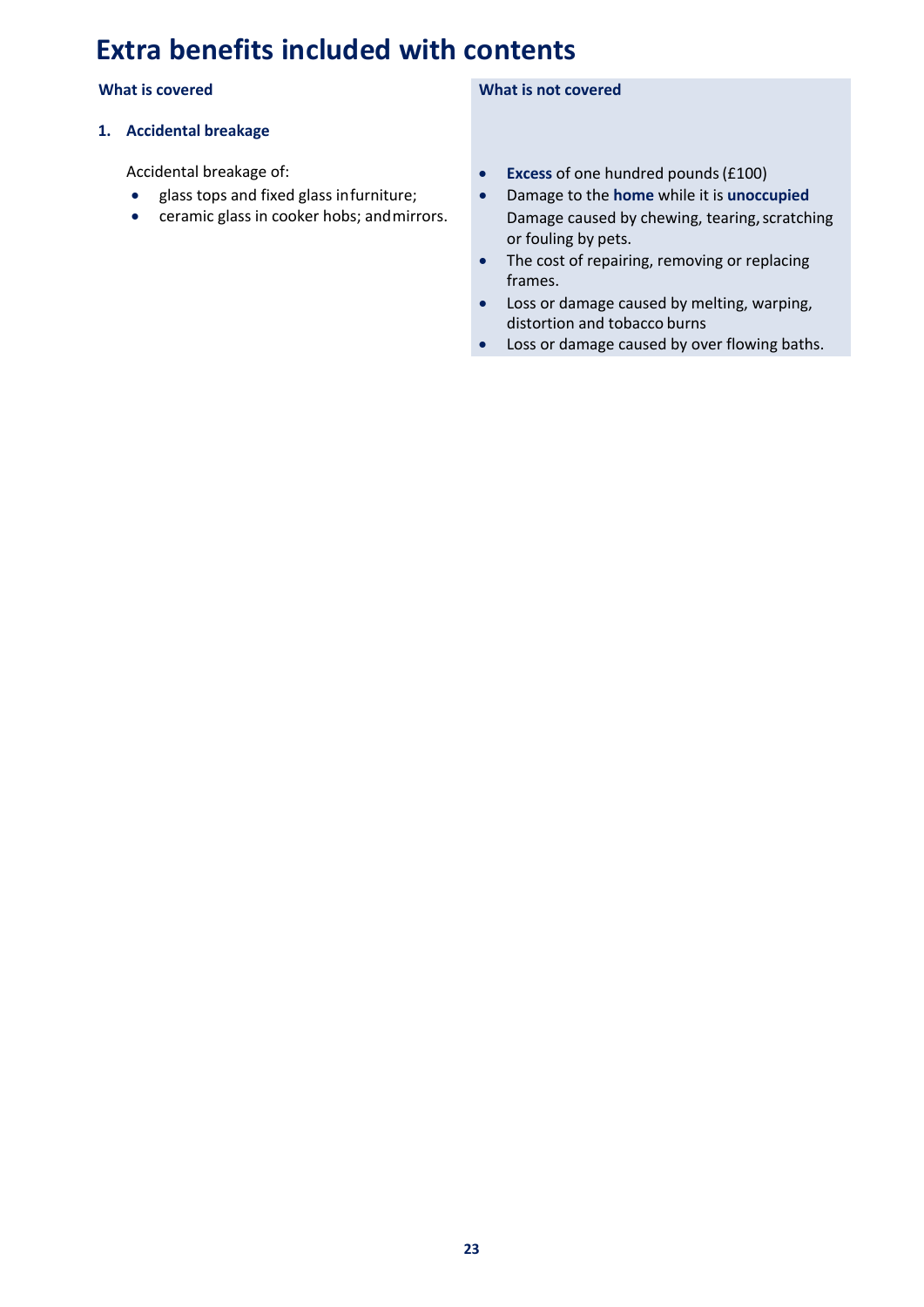# Extra benefits included with contents

**What is covered**

**1. Accidental breakage**

Accidental breakage of:

- glass tops and fixed glass in furniture;
- ceramic glass in cooker hobs; and mirrors.

**What is not covered**

- **Excess** of one hundred pounds (£100)
- Damage to the **home** while it is **unoccupied**
  Damage caused by chewing, tearing, scratching or fouling by pets.
- The cost of repairing, removing or replacing frames.
- Loss or damage caused by melting, warping, distortion and tobacco burns
- Loss or damage caused by over flowing baths.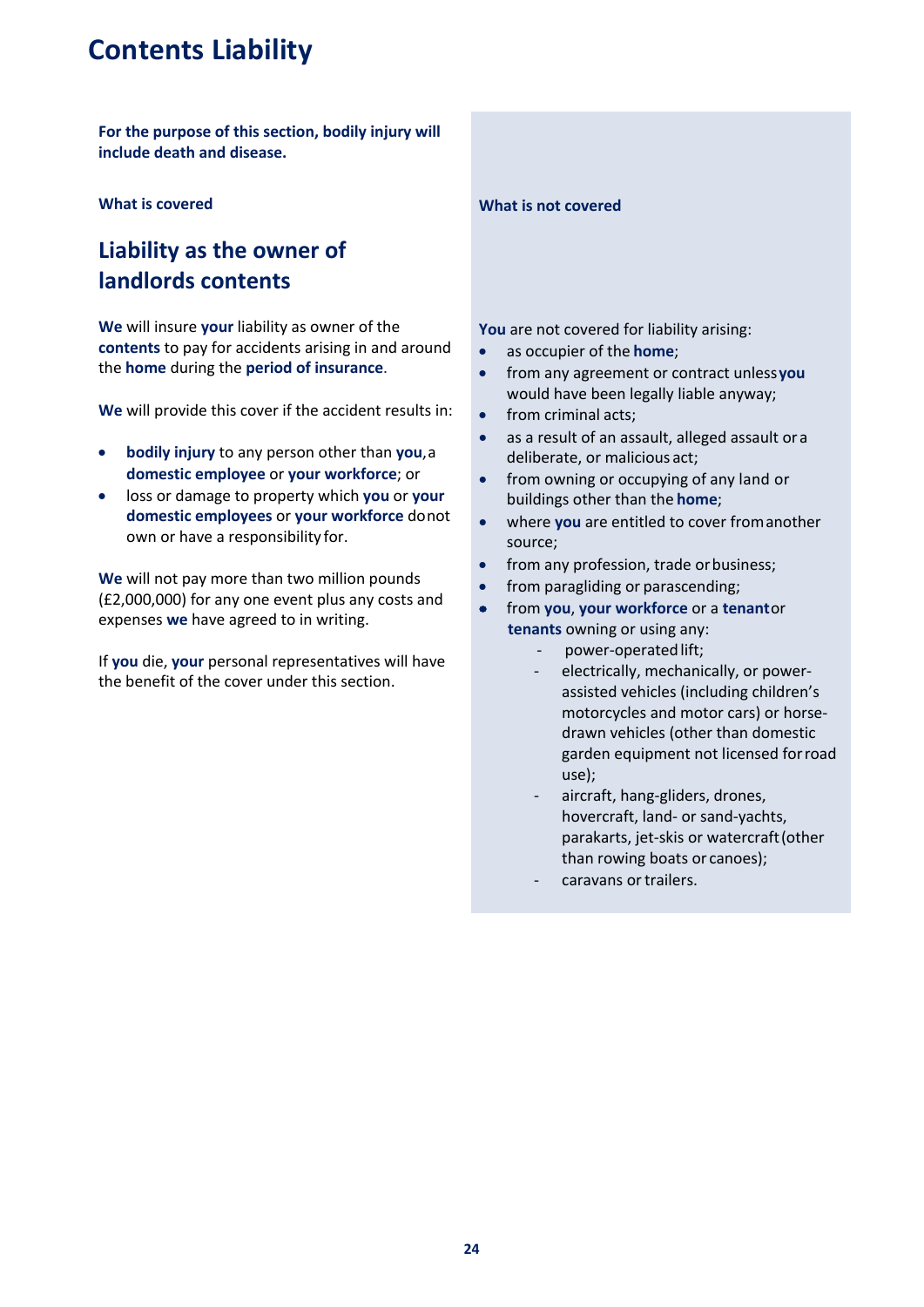# Contents Liability

**For the purpose of this section, bodily injury will include death and disease.**

**What is covered**

## Liability as the owner of landlords contents

**We** will insure **your** liability as owner of the **contents** to pay for accidents arising in and around the **home** during the **period of insurance**.

**We** will provide this cover if the accident results in:

- **bodily injury** to any person other than **you**, a **domestic employee** or **your workforce**; or
- loss or damage to property which **you** or **your domestic employees** or **your workforce** do not own or have a responsibility for.

**We** will not pay more than two million pounds (£2,000,000) for any one event plus any costs and expenses **we** have agreed to in writing.

If **you** die, **your** personal representatives will have the benefit of the cover under this section.

**What is not covered**

**You** are not covered for liability arising:

- as occupier of the **home**;
- from any agreement or contract unless **you** would have been legally liable anyway;
- from criminal acts;
- as a result of an assault, alleged assault or a deliberate, or malicious act;
- from owning or occupying of any land or buildings other than the **home**;
- where **you** are entitled to cover from another source;
- from any profession, trade or business;
- from paragliding or parascending;
- from **you**, **your workforce** or a **tenant** or **tenants** owning or using any:
  - power-operated lift;
  - electrically, mechanically, or power-assisted vehicles (including children's motorcycles and motor cars) or horse-drawn vehicles (other than domestic garden equipment not licensed for road use);
  - aircraft, hang-gliders, drones, hovercraft, land- or sand-yachts, parakarts, jet-skis or watercraft (other than rowing boats or canoes);
  - caravans or trailers.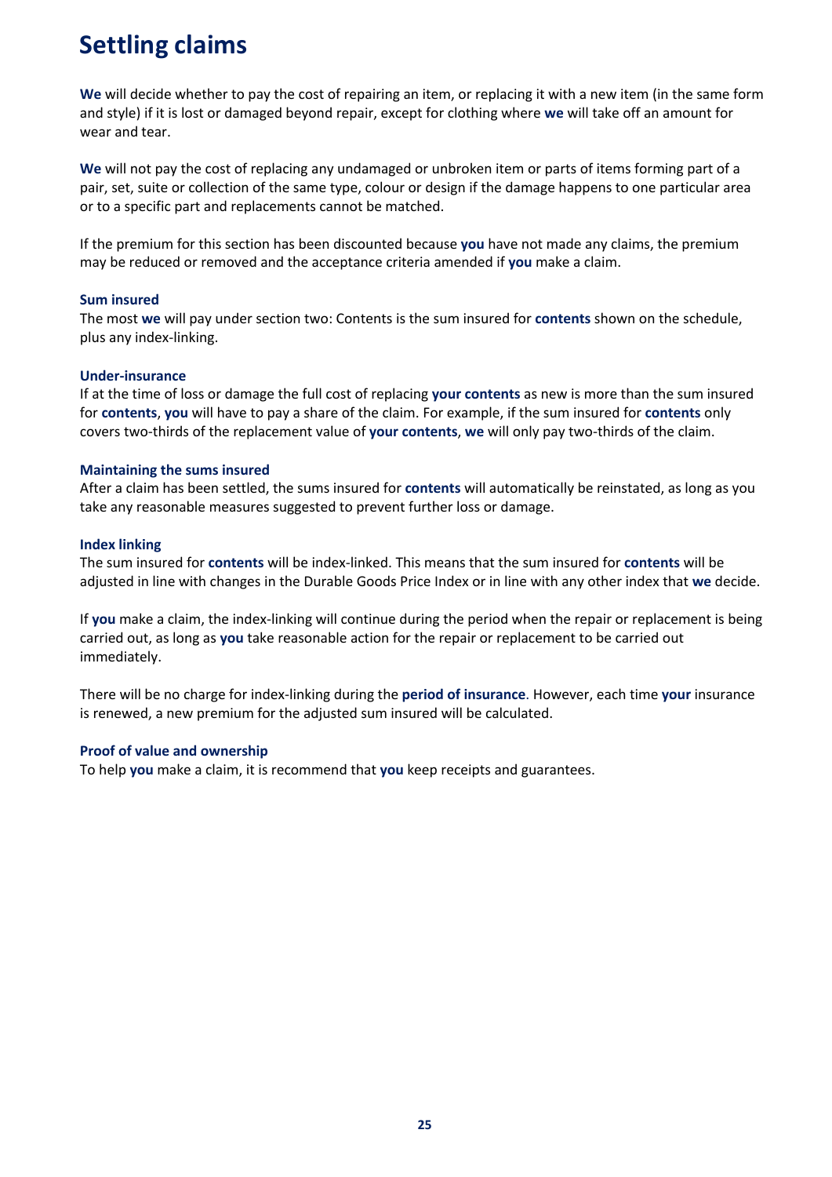# Settling claims

**We** will decide whether to pay the cost of repairing an item, or replacing it with a new item (in the same form and style) if it is lost or damaged beyond repair, except for clothing where **we** will take off an amount for wear and tear.

**We** will not pay the cost of replacing any undamaged or unbroken item or parts of items forming part of a pair, set, suite or collection of the same type, colour or design if the damage happens to one particular area or to a specific part and replacements cannot be matched.

If the premium for this section has been discounted because **you** have not made any claims, the premium may be reduced or removed and the acceptance criteria amended if **you** make a claim.

### Sum insured

The most **we** will pay under section two: Contents is the sum insured for **contents** shown on the schedule, plus any index-linking.

### Under-insurance

If at the time of loss or damage the full cost of replacing **your contents** as new is more than the sum insured for **contents**, **you** will have to pay a share of the claim. For example, if the sum insured for **contents** only covers two-thirds of the replacement value of **your contents**, **we** will only pay two-thirds of the claim.

### Maintaining the sums insured

After a claim has been settled, the sums insured for **contents** will automatically be reinstated, as long as you take any reasonable measures suggested to prevent further loss or damage.

### Index linking

The sum insured for **contents** will be index-linked. This means that the sum insured for **contents** will be adjusted in line with changes in the Durable Goods Price Index or in line with any other index that **we** decide.

If **you** make a claim, the index-linking will continue during the period when the repair or replacement is being carried out, as long as **you** take reasonable action for the repair or replacement to be carried out immediately.

There will be no charge for index-linking during the **period of insurance**. However, each time **your** insurance is renewed, a new premium for the adjusted sum insured will be calculated.

### Proof of value and ownership

To help **you** make a claim, it is recommend that **you** keep receipts and guarantees.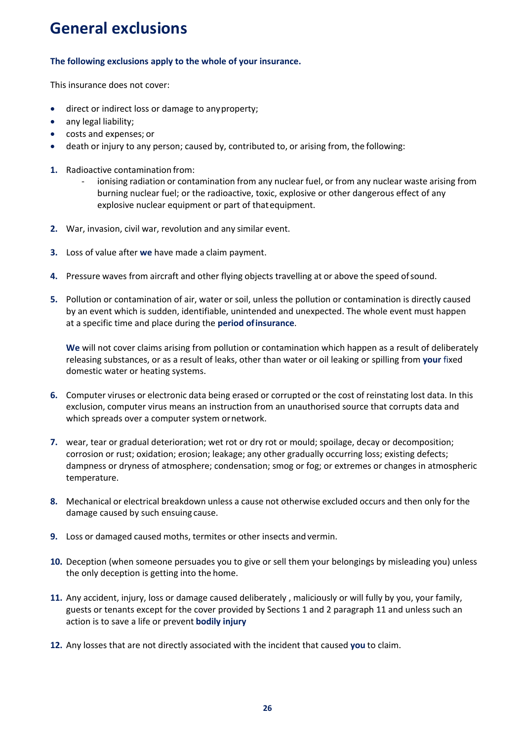# General exclusions

**The following exclusions apply to the whole of your insurance.**

This insurance does not cover:

- direct or indirect loss or damage to any property;
- any legal liability;
- costs and expenses; or
- death or injury to any person; caused by, contributed to, or arising from, the following:

1. Radioactive contamination from:
    - ionising radiation or contamination from any nuclear fuel, or from any nuclear waste arising from burning nuclear fuel; or the radioactive, toxic, explosive or other dangerous effect of any explosive nuclear equipment or part of that equipment.

2. War, invasion, civil war, revolution and any similar event.

3. Loss of value after **we** have made a claim payment.

4. Pressure waves from aircraft and other flying objects travelling at or above the speed of sound.

5. Pollution or contamination of air, water or soil, unless the pollution or contamination is directly caused by an event which is sudden, identifiable, unintended and unexpected. The whole event must happen at a specific time and place during the **period of insurance**.

    **We** will not cover claims arising from pollution or contamination which happen as a result of deliberately releasing substances, or as a result of leaks, other than water or oil leaking or spilling from **your** fixed domestic water or heating systems.

6. Computer viruses or electronic data being erased or corrupted or the cost of reinstating lost data. In this exclusion, computer virus means an instruction from an unauthorised source that corrupts data and which spreads over a computer system or network.

7. wear, tear or gradual deterioration; wet rot or dry rot or mould; spoilage, decay or decomposition; corrosion or rust; oxidation; erosion; leakage; any other gradually occurring loss; existing defects; dampness or dryness of atmosphere; condensation; smog or fog; or extremes or changes in atmospheric temperature.

8. Mechanical or electrical breakdown unless a cause not otherwise excluded occurs and then only for the damage caused by such ensuing cause.

9. Loss or damaged caused moths, termites or other insects and vermin.

10. Deception (when someone persuades you to give or sell them your belongings by misleading you) unless the only deception is getting into the home.

11. Any accident, injury, loss or damage caused deliberately , maliciously or will fully by you, your family, guests or tenants except for the cover provided by Sections 1 and 2 paragraph 11 and unless such an action is to save a life or prevent **bodily injury**

12. Any losses that are not directly associated with the incident that caused **you** to claim.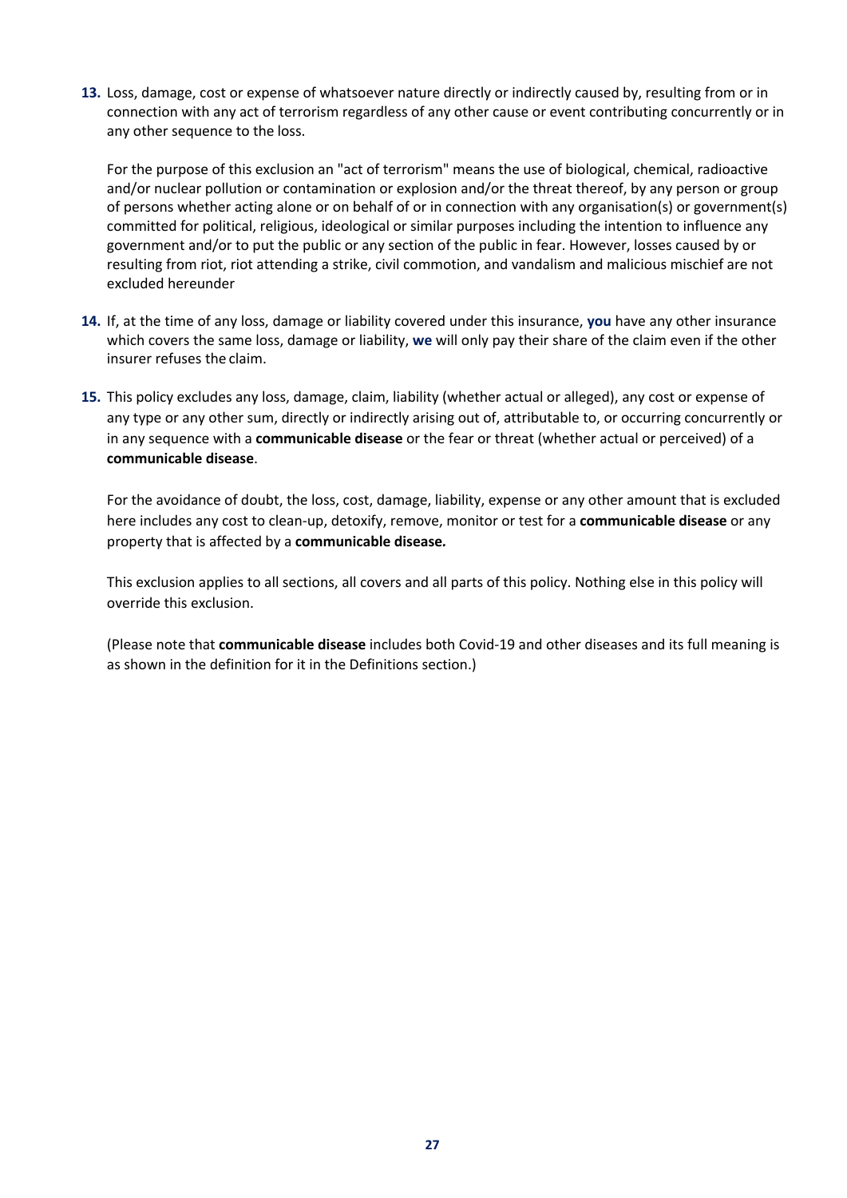**13.** Loss, damage, cost or expense of whatsoever nature directly or indirectly caused by, resulting from or in connection with any act of terrorism regardless of any other cause or event contributing concurrently or in any other sequence to the loss.

For the purpose of this exclusion an "act of terrorism" means the use of biological, chemical, radioactive and/or nuclear pollution or contamination or explosion and/or the threat thereof, by any person or group of persons whether acting alone or on behalf of or in connection with any organisation(s) or government(s) committed for political, religious, ideological or similar purposes including the intention to influence any government and/or to put the public or any section of the public in fear. However, losses caused by or resulting from riot, riot attending a strike, civil commotion, and vandalism and malicious mischief are not excluded hereunder

**14.** If, at the time of any loss, damage or liability covered under this insurance, **you** have any other insurance which covers the same loss, damage or liability, **we** will only pay their share of the claim even if the other insurer refuses the claim.

**15.** This policy excludes any loss, damage, claim, liability (whether actual or alleged), any cost or expense of any type or any other sum, directly or indirectly arising out of, attributable to, or occurring concurrently or in any sequence with a **communicable disease** or the fear or threat (whether actual or perceived) of a **communicable disease**.

For the avoidance of doubt, the loss, cost, damage, liability, expense or any other amount that is excluded here includes any cost to clean-up, detoxify, remove, monitor or test for a **communicable disease** or any property that is affected by a **communicable disease.**

This exclusion applies to all sections, all covers and all parts of this policy. Nothing else in this policy will override this exclusion.

(Please note that **communicable disease** includes both Covid-19 and other diseases and its full meaning is as shown in the definition for it in the Definitions section.)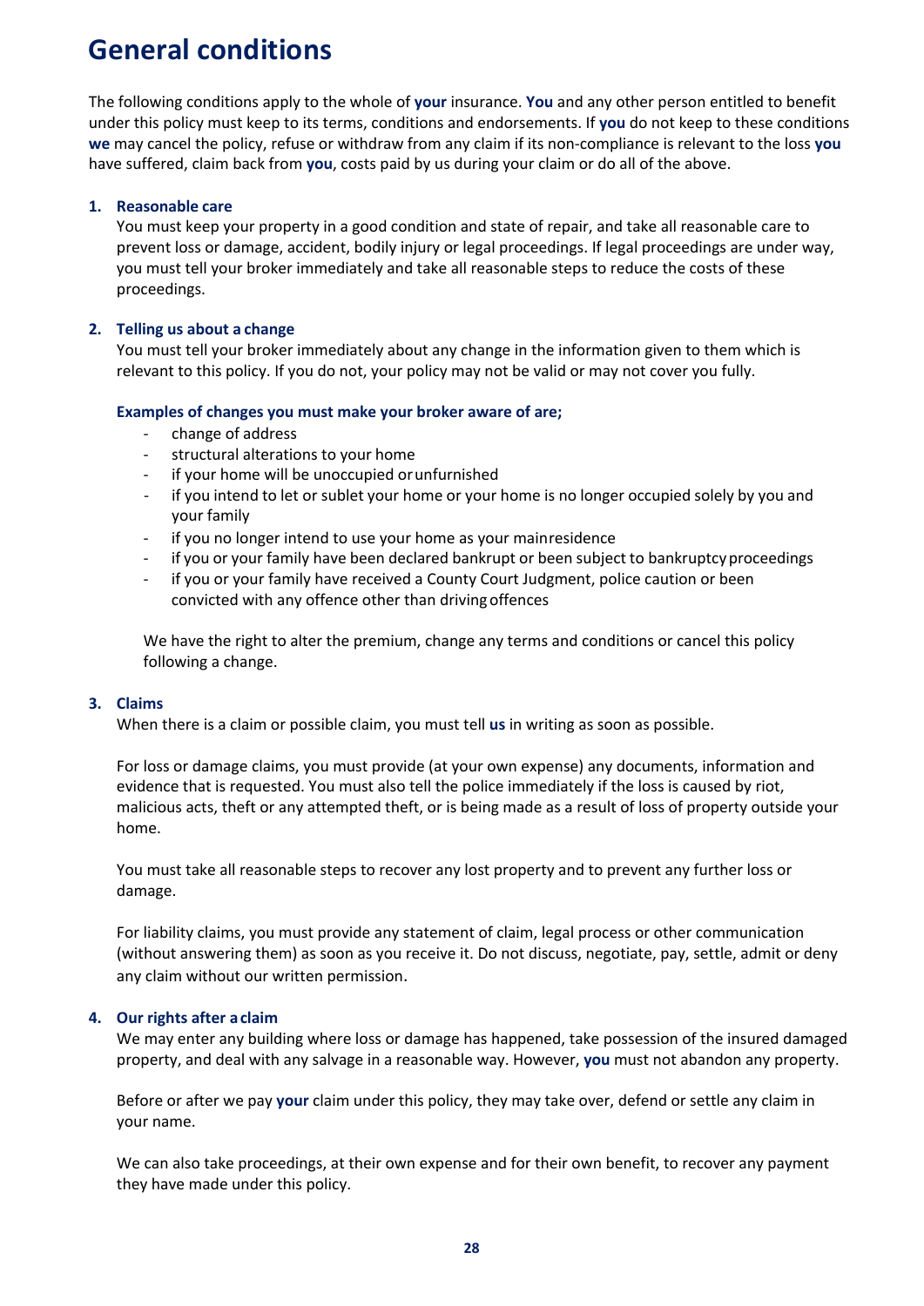# General conditions

The following conditions apply to the whole of **your** insurance. **You** and any other person entitled to benefit under this policy must keep to its terms, conditions and endorsements. If **you** do not keep to these conditions **we** may cancel the policy, refuse or withdraw from any claim if its non-compliance is relevant to the loss **you** have suffered, claim back from **you**, costs paid by us during your claim or do all of the above.

1. **Reasonable care**

   You must keep your property in a good condition and state of repair, and take all reasonable care to prevent loss or damage, accident, bodily injury or legal proceedings. If legal proceedings are under way, you must tell your broker immediately and take all reasonable steps to reduce the costs of these proceedings.

2. **Telling us about a change**

   You must tell your broker immediately about any change in the information given to them which is relevant to this policy. If you do not, your policy may not be valid or may not cover you fully.

   **Examples of changes you must make your broker aware of are;**

   - change of address
   - structural alterations to your home
   - if your home will be unoccupied or unfurnished
   - if you intend to let or sublet your home or your home is no longer occupied solely by you and your family
   - if you no longer intend to use your home as your main residence
   - if you or your family have been declared bankrupt or been subject to bankruptcy proceedings
   - if you or your family have received a County Court Judgment, police caution or been convicted with any offence other than driving offences

   We have the right to alter the premium, change any terms and conditions or cancel this policy following a change.

3. **Claims**

   When there is a claim or possible claim, you must tell **us** in writing as soon as possible.

   For loss or damage claims, you must provide (at your own expense) any documents, information and evidence that is requested. You must also tell the police immediately if the loss is caused by riot, malicious acts, theft or any attempted theft, or is being made as a result of loss of property outside your home.

   You must take all reasonable steps to recover any lost property and to prevent any further loss or damage.

   For liability claims, you must provide any statement of claim, legal process or other communication (without answering them) as soon as you receive it. Do not discuss, negotiate, pay, settle, admit or deny any claim without our written permission.

4. **Our rights after a claim**

   We may enter any building where loss or damage has happened, take possession of the insured damaged property, and deal with any salvage in a reasonable way. However, **you** must not abandon any property.

   Before or after we pay **your** claim under this policy, they may take over, defend or settle any claim in your name.

   We can also take proceedings, at their own expense and for their own benefit, to recover any payment they have made under this policy.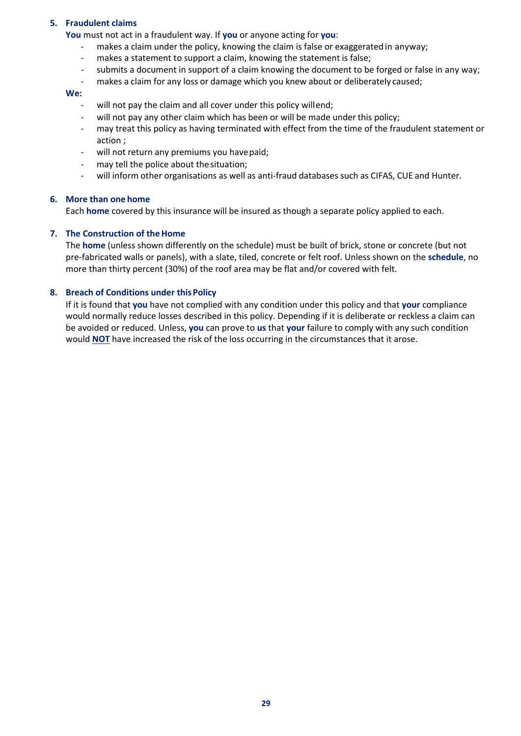5. **Fraudulent claims**

   **You** must not act in a fraudulent way. If **you** or anyone acting for **you**:

   - makes a claim under the policy, knowing the claim is false or exaggerated in anyway;
   - makes a statement to support a claim, knowing the statement is false;
   - submits a document in support of a claim knowing the document to be forged or false in any way;
   - makes a claim for any loss or damage which you knew about or deliberately caused;

   **We:**

   - will not pay the claim and all cover under this policy will end;
   - will not pay any other claim which has been or will be made under this policy;
   - may treat this policy as having terminated with effect from the time of the fraudulent statement or action ;
   - will not return any premiums you have paid;
   - may tell the police about the situation;
   - will inform other organisations as well as anti-fraud databases such as CIFAS, CUE and Hunter.

6. **More than one home**

   Each **home** covered by this insurance will be insured as though a separate policy applied to each.

7. **The Construction of the Home**

   The **home** (unless shown differently on the schedule) must be built of brick, stone or concrete (but not pre-fabricated walls or panels), with a slate, tiled, concrete or felt roof. Unless shown on the **schedule**, no more than thirty percent (30%) of the roof area may be flat and/or covered with felt.

8. **Breach of Conditions under this Policy**

   If it is found that **you** have not complied with any condition under this policy and that **your** compliance would normally reduce losses described in this policy. Depending if it is deliberate or reckless a claim can be avoided or reduced. Unless, **you** can prove to **us** that **your** failure to comply with any such condition would **NOT** have increased the risk of the loss occurring in the circumstances that it arose.